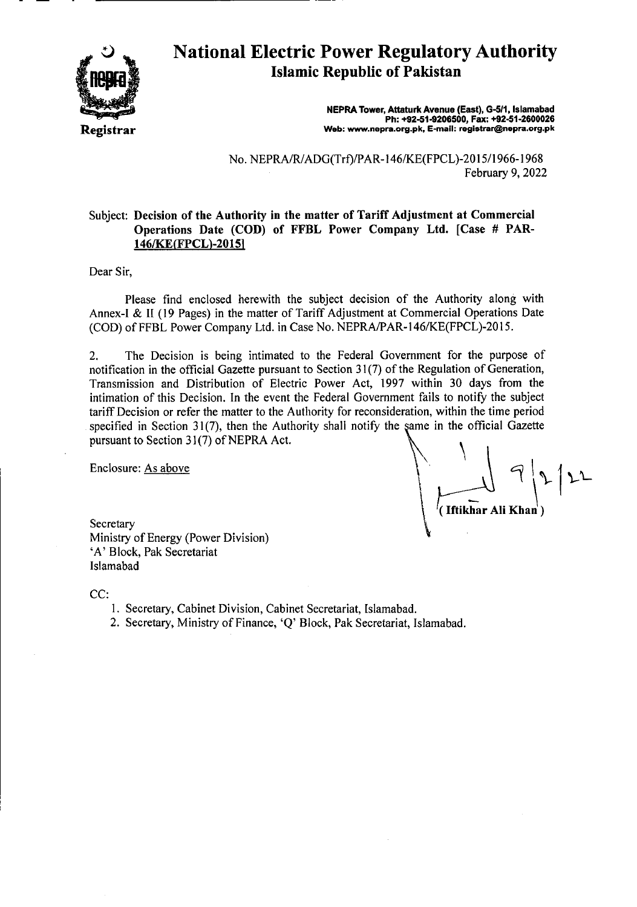# National Electric Power Regulatory Authority

## Islamic Republic of Pakistan

Registrar

NEPRA Tower, Attaturk Avenue (East), G-5/1, Islamabad
Ph: +92-51-9206500, Fax: +92-51-2600026
Web: www.nepra.org.pk, E-mail: registrar@nepra.org.pk

No. NEPRA/R/ADG(Trf)/PAR-146/KE(FPCL)-2015/1966-1968
February 9, 2022

Subject: **Decision of the Authority in the matter of Tariff Adjustment at Commercial Operations Date (COD) of FFBL Power Company Ltd. [Case # PAR-146/KE(FPCL)-2015]**

Dear Sir,

Please find enclosed herewith the subject decision of the Authority along with Annex-I & II (19 Pages) in the matter of Tariff Adjustment at Commercial Operations Date (COD) of FFBL Power Company Ltd. in Case No. NEPRA/PAR-146/KE(FPCL)-2015.

2. The Decision is being intimated to the Federal Government for the purpose of notification in the official Gazette pursuant to Section 31(7) of the Regulation of Generation, Transmission and Distribution of Electric Power Act, 1997 within 30 days from the intimation of this Decision. In the event the Federal Government fails to notify the subject tariff Decision or refer the matter to the Authority for reconsideration, within the time period specified in Section 31(7), then the Authority shall notify the same in the official Gazette pursuant to Section 31(7) of NEPRA Act.

Enclosure: As above

9/2/22

( Iftikhar Ali Khan )

Secretary
Ministry of Energy (Power Division)
'A' Block, Pak Secretariat
Islamabad

CC:

1. Secretary, Cabinet Division, Cabinet Secretariat, Islamabad.
2. Secretary, Ministry of Finance, 'Q' Block, Pak Secretariat, Islamabad.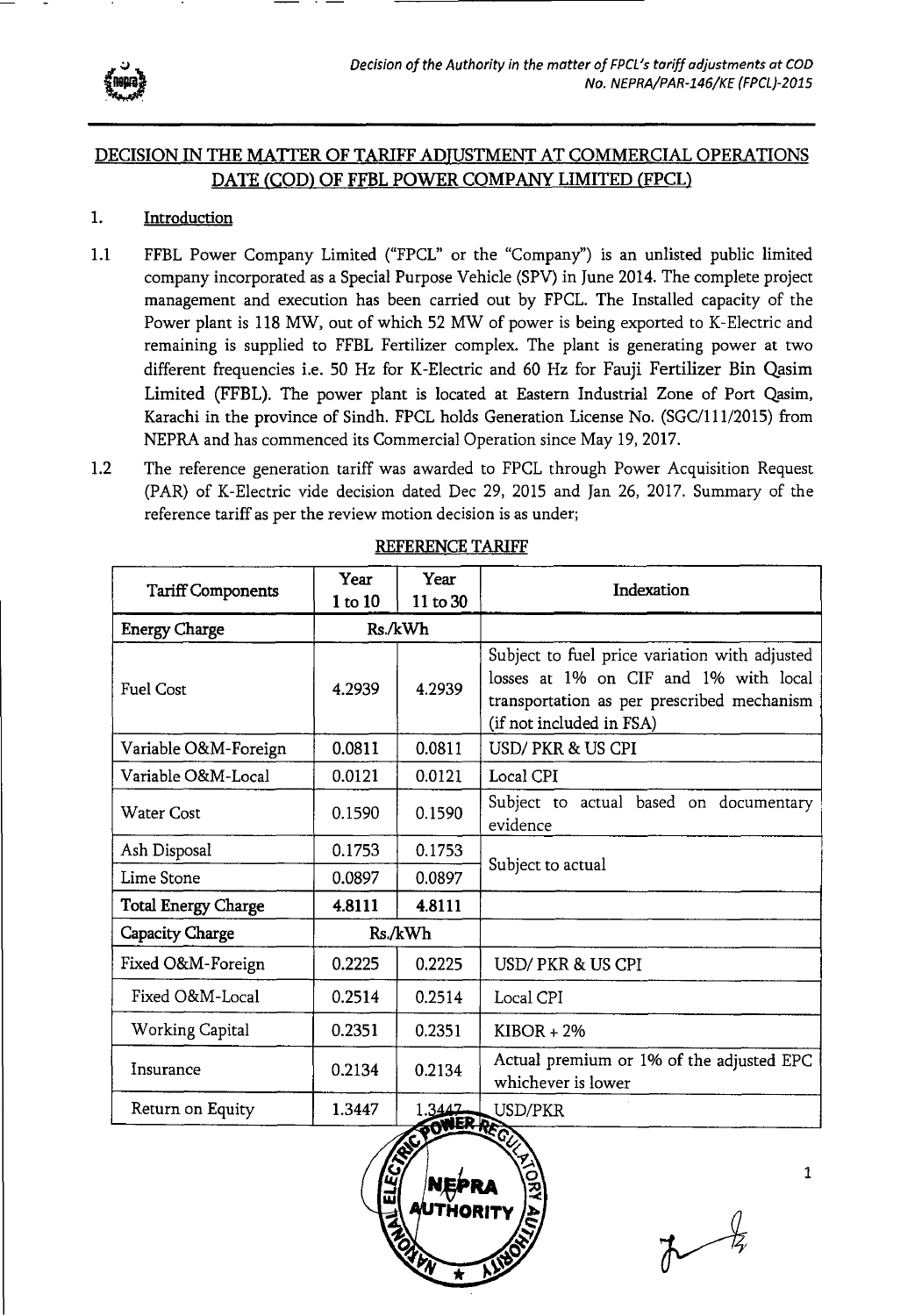# DECISION IN THE MATTER OF TARIFF ADJUSTMENT AT COMMERCIAL OPERATIONS DATE (COD) OF FFBL POWER COMPANY LIMITED (FPCL)

## 1. Introduction

1.1 FFBL Power Company Limited ("FPCL" or the "Company") is an unlisted public limited company incorporated as a Special Purpose Vehicle (SPV) in June 2014. The complete project management and execution has been carried out by FPCL. The Installed capacity of the Power plant is 118 MW, out of which 52 MW of power is being exported to K-Electric and remaining is supplied to FFBL Fertilizer complex. The plant is generating power at two different frequencies i.e. 50 Hz for K-Electric and 60 Hz for Fauji Fertilizer Bin Qasim Limited (FFBL). The power plant is located at Eastern Industrial Zone of Port Qasim, Karachi in the province of Sindh. FPCL holds Generation License No. (SGC/111/2015) from NEPRA and has commenced its Commercial Operation since May 19, 2017.

1.2 The reference generation tariff was awarded to FPCL through Power Acquisition Request (PAR) of K-Electric vide decision dated Dec 29, 2015 and Jan 26, 2017. Summary of the reference tariff as per the review motion decision is as under;

**REFERENCE TARIFF**

| Tariff Components | Year 1 to 10 | Year 11 to 30 | Indexation |
|---|---|---|---|
| **Energy Charge** | Rs./kWh | | |
| Fuel Cost | 4.2939 | 4.2939 | Subject to fuel price variation with adjusted losses at 1% on CIF and 1% with local transportation as per prescribed mechanism (if not included in FSA) |
| Variable O&M-Foreign | 0.0811 | 0.0811 | USD/ PKR & US CPI |
| Variable O&M-Local | 0.0121 | 0.0121 | Local CPI |
| Water Cost | 0.1590 | 0.1590 | Subject to actual based on documentary evidence |
| Ash Disposal | 0.1753 | 0.1753 | Subject to actual |
| Lime Stone | 0.0897 | 0.0897 | |
| **Total Energy Charge** | **4.8111** | **4.8111** | |
| **Capacity Charge** | Rs./kWh | | |
| Fixed O&M-Foreign | 0.2225 | 0.2225 | USD/ PKR & US CPI |
| Fixed O&M-Local | 0.2514 | 0.2514 | Local CPI |
| Working Capital | 0.2351 | 0.2351 | KIBOR + 2% |
| Insurance | 0.2134 | 0.2134 | Actual premium or 1% of the adjusted EPC whichever is lower |
| Return on Equity | 1.3447 | 1.3447 | USD/PKR |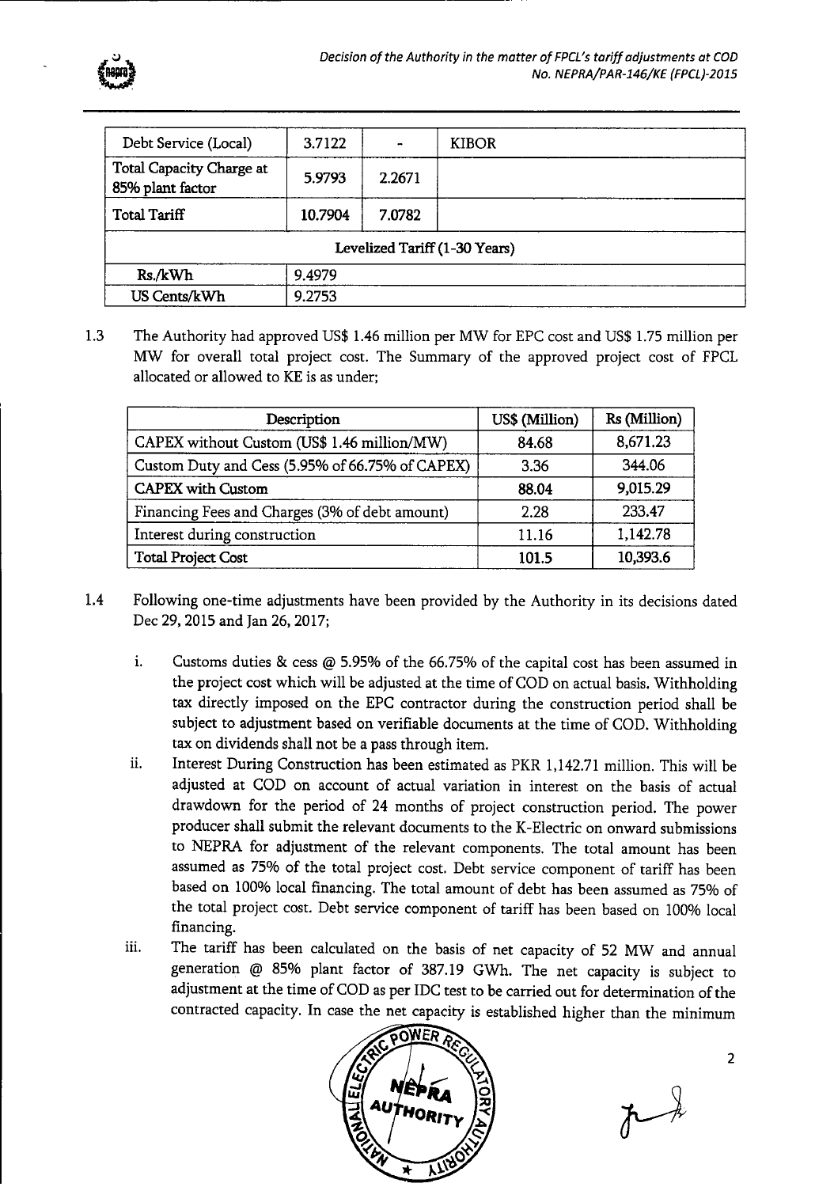| Debt Service (Local) | 3.7122 | - | KIBOR |
|---|---|---|---|
| Total Capacity Charge at 85% plant factor | 5.9793 | 2.2671 | |
| Total Tariff | 10.7904 | 7.0782 | |
| Levelized Tariff (1-30 Years) | | | |
| Rs./kWh | 9.4979 | | |
| US Cents/kWh | 9.2753 | | |

1.3 The Authority had approved US$ 1.46 million per MW for EPC cost and US$ 1.75 million per MW for overall total project cost. The Summary of the approved project cost of FPCL allocated or allowed to KE is as under;

| Description | US$ (Million) | Rs (Million) |
|---|---|---|
| CAPEX without Custom (US$ 1.46 million/MW) | 84.68 | 8,671.23 |
| Custom Duty and Cess (5.95% of 66.75% of CAPEX) | 3.36 | 344.06 |
| **CAPEX with Custom** | **88.04** | **9,015.29** |
| Financing Fees and Charges (3% of debt amount) | 2.28 | 233.47 |
| Interest during construction | 11.16 | 1,142.78 |
| Total Project Cost | 101.5 | 10,393.6 |

1.4 Following one-time adjustments have been provided by the Authority in its decisions dated Dec 29, 2015 and Jan 26, 2017;

i. Customs duties & cess @ 5.95% of the 66.75% of the capital cost has been assumed in the project cost which will be adjusted at the time of COD on actual basis. Withholding tax directly imposed on the EPC contractor during the construction period shall be subject to adjustment based on verifiable documents at the time of COD. Withholding tax on dividends shall not be a pass through item.

ii. Interest During Construction has been estimated as PKR 1,142.71 million. This will be adjusted at COD on account of actual variation in interest on the basis of actual drawdown for the period of 24 months of project construction period. The power producer shall submit the relevant documents to the K-Electric on onward submissions to NEPRA for adjustment of the relevant components. The total amount has been assumed as 75% of the total project cost. Debt service component of tariff has been based on 100% local financing. The total amount of debt has been assumed as 75% of the total project cost. Debt service component of tariff has been based on 100% local financing.

iii. The tariff has been calculated on the basis of net capacity of 52 MW and annual generation @ 85% plant factor of 387.19 GWh. The net capacity is subject to adjustment at the time of COD as per IDC test to be carried out for determination of the contracted capacity. In case the net capacity is established higher than the minimum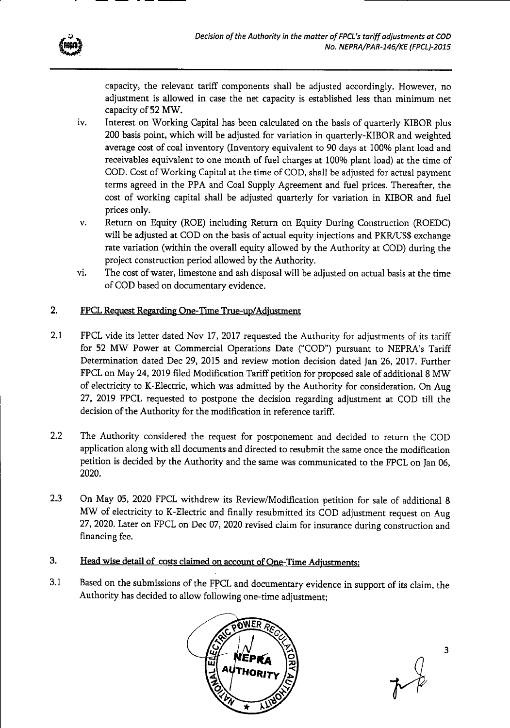capacity, the relevant tariff components shall be adjusted accordingly. However, no adjustment is allowed in case the net capacity is established less than minimum net capacity of 52 MW.

iv. Interest on Working Capital has been calculated on the basis of quarterly KIBOR plus 200 basis point, which will be adjusted for variation in quarterly-KIBOR and weighted average cost of coal inventory (Inventory equivalent to 90 days at 100% plant load and receivables equivalent to one month of fuel charges at 100% plant load) at the time of COD. Cost of Working Capital at the time of COD, shall be adjusted for actual payment terms agreed in the PPA and Coal Supply Agreement and fuel prices. Thereafter, the cost of working capital shall be adjusted quarterly for variation in KIBOR and fuel prices only.

v. Return on Equity (ROE) including Return on Equity During Construction (ROEDC) will be adjusted at COD on the basis of actual equity injections and PKR/US$ exchange rate variation (within the overall equity allowed by the Authority at COD) during the project construction period allowed by the Authority.

vi. The cost of water, limestone and ash disposal will be adjusted on actual basis at the time of COD based on documentary evidence.

## 2. FPCL Request Regarding One-Time True-up/Adjustment

2.1 FPCL vide its letter dated Nov 17, 2017 requested the Authority for adjustments of its tariff for 52 MW Power at Commercial Operations Date ("COD") pursuant to NEPRA's Tariff Determination dated Dec 29, 2015 and review motion decision dated Jan 26, 2017. Further FPCL on May 24, 2019 filed Modification Tariff petition for proposed sale of additional 8 MW of electricity to K-Electric, which was admitted by the Authority for consideration. On Aug 27, 2019 FPCL requested to postpone the decision regarding adjustment at COD till the decision of the Authority for the modification in reference tariff.

2.2 The Authority considered the request for postponement and decided to return the COD application along with all documents and directed to resubmit the same once the modification petition is decided by the Authority and the same was communicated to the FPCL on Jan 06, 2020.

2.3 On May 05, 2020 FPCL withdrew its Review/Modification petition for sale of additional 8 MW of electricity to K-Electric and finally resubmitted its COD adjustment request on Aug 27, 2020. Later on FPCL on Dec 07, 2020 revised claim for insurance during construction and financing fee.

## 3. Head wise detail of costs claimed on account of One-Time Adjustments:

3.1 Based on the submissions of the FPCL and documentary evidence in support of its claim, the Authority has decided to allow following one-time adjustment;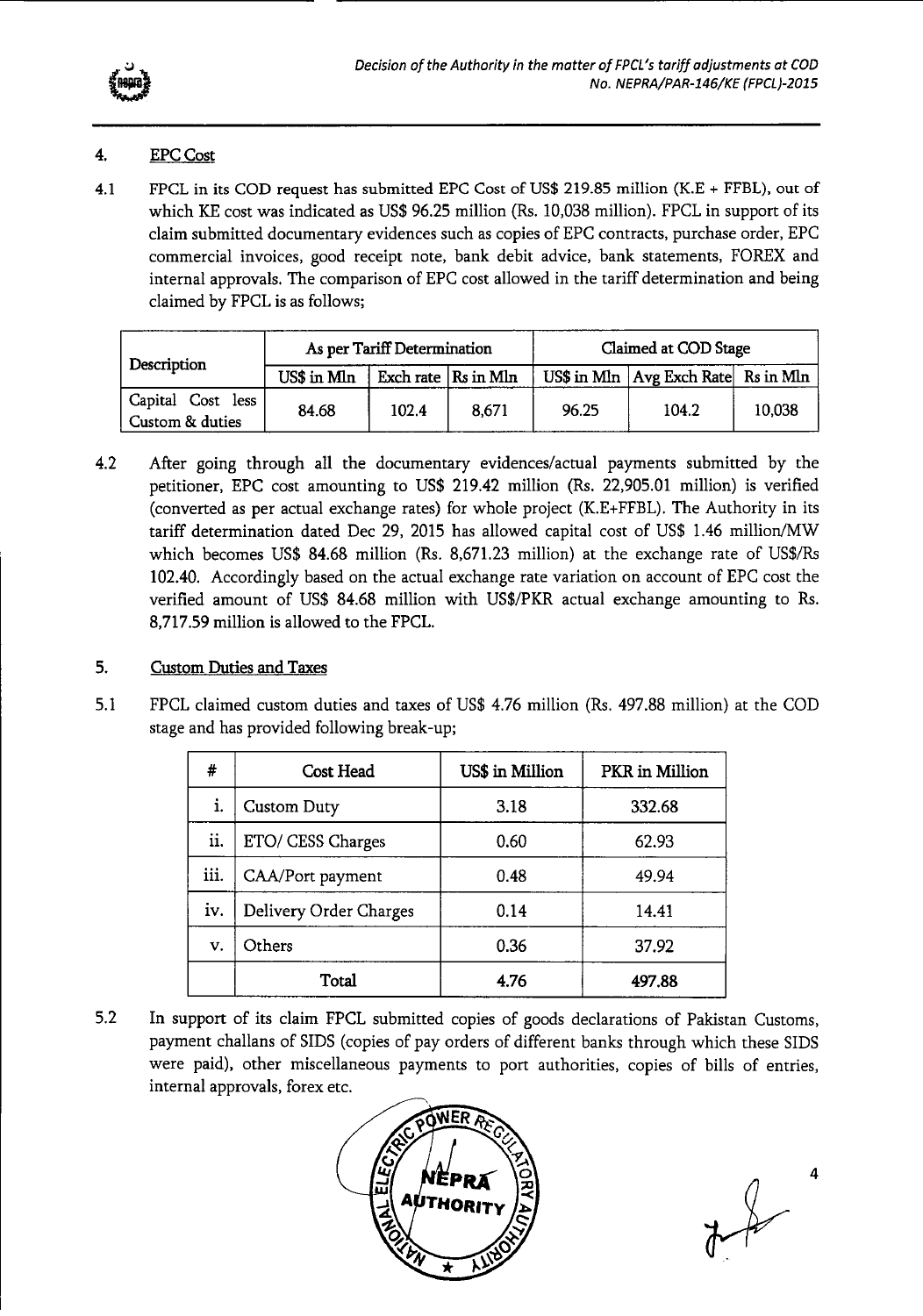## 4. EPC Cost

4.1 FPCL in its COD request has submitted EPC Cost of US$ 219.85 million (K.E + FFBL), out of which KE cost was indicated as US$ 96.25 million (Rs. 10,038 million). FPCL in support of its claim submitted documentary evidences such as copies of EPC contracts, purchase order, EPC commercial invoices, good receipt note, bank debit advice, bank statements, FOREX and internal approvals. The comparison of EPC cost allowed in the tariff determination and being claimed by FPCL is as follows;

| Description | As per Tariff Determination | | | Claimed at COD Stage | | |
|---|---|---|---|---|---|---|
| | US$ in Mln | Exch rate | Rs in Mln | US$ in Mln | Avg Exch Rate | Rs in Mln |
| Capital Cost less Custom & duties | 84.68 | 102.4 | 8,671 | 96.25 | 104.2 | 10,038 |

4.2 After going through all the documentary evidences/actual payments submitted by the petitioner, EPC cost amounting to US$ 219.42 million (Rs. 22,905.01 million) is verified (converted as per actual exchange rates) for whole project (K.E+FFBL). The Authority in its tariff determination dated Dec 29, 2015 has allowed capital cost of US$ 1.46 million/MW which becomes US$ 84.68 million (Rs. 8,671.23 million) at the exchange rate of US$/Rs 102.40. Accordingly based on the actual exchange rate variation on account of EPC cost the verified amount of US$ 84.68 million with US$/PKR actual exchange amounting to Rs. 8,717.59 million is allowed to the FPCL.

## 5. Custom Duties and Taxes

5.1 FPCL claimed custom duties and taxes of US$ 4.76 million (Rs. 497.88 million) at the COD stage and has provided following break-up;

| # | Cost Head | US$ in Million | PKR in Million |
|---|---|---|---|
| i. | Custom Duty | 3.18 | 332.68 |
| ii. | ETO/ CESS Charges | 0.60 | 62.93 |
| iii. | CAA/Port payment | 0.48 | 49.94 |
| iv. | Delivery Order Charges | 0.14 | 14.41 |
| v. | Others | 0.36 | 37.92 |
| | Total | 4.76 | 497.88 |

5.2 In support of its claim FPCL submitted copies of goods declarations of Pakistan Customs, payment challans of SIDS (copies of pay orders of different banks through which these SIDS were paid), other miscellaneous payments to port authorities, copies of bills of entries, internal approvals, forex etc.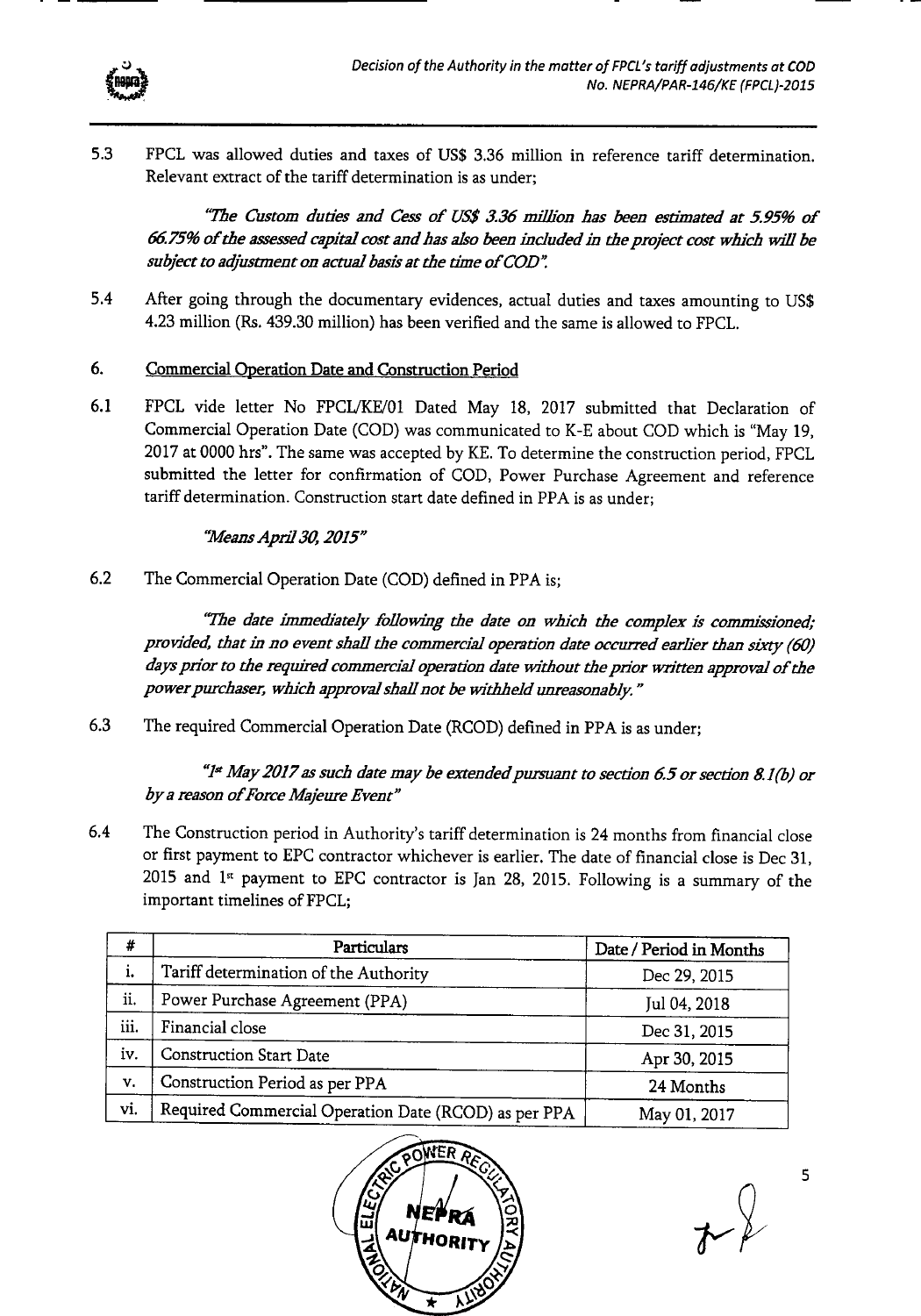5.3 FPCL was allowed duties and taxes of US$ 3.36 million in reference tariff determination. Relevant extract of the tariff determination is as under;

> *"The Custom duties and Cess of US$ 3.36 million has been estimated at 5.95% of 66.75% of the assessed capital cost and has also been included in the project cost which will be subject to adjustment on actual basis at the time of COD".*

5.4 After going through the documentary evidences, actual duties and taxes amounting to US$ 4.23 million (Rs. 439.30 million) has been verified and the same is allowed to FPCL.

## 6. Commercial Operation Date and Construction Period

6.1 FPCL vide letter No FPCL/KE/01 Dated May 18, 2017 submitted that Declaration of Commercial Operation Date (COD) was communicated to K-E about COD which is "May 19, 2017 at 0000 hrs". The same was accepted by KE. To determine the construction period, FPCL submitted the letter for confirmation of COD, Power Purchase Agreement and reference tariff determination. Construction start date defined in PPA is as under;

> *"Means April 30, 2015"*

6.2 The Commercial Operation Date (COD) defined in PPA is;

> *"The date immediately following the date on which the complex is commissioned; provided, that in no event shall the commercial operation date occurred earlier than sixty (60) days prior to the required commercial operation date without the prior written approval of the power purchaser, which approval shall not be withheld unreasonably."*

6.3 The required Commercial Operation Date (RCOD) defined in PPA is as under;

> *"1st May 2017 as such date may be extended pursuant to section 6.5 or section 8.1(b) or by a reason of Force Majeure Event"*

6.4 The Construction period in Authority's tariff determination is 24 months from financial close or first payment to EPC contractor whichever is earlier. The date of financial close is Dec 31, 2015 and 1st payment to EPC contractor is Jan 28, 2015. Following is a summary of the important timelines of FPCL;

| # | Particulars | Date / Period in Months |
|---|---|---|
| i. | Tariff determination of the Authority | Dec 29, 2015 |
| ii. | Power Purchase Agreement (PPA) | Jul 04, 2018 |
| iii. | Financial close | Dec 31, 2015 |
| iv. | Construction Start Date | Apr 30, 2015 |
| v. | Construction Period as per PPA | 24 Months |
| vi. | Required Commercial Operation Date (RCOD) as per PPA | May 01, 2017 |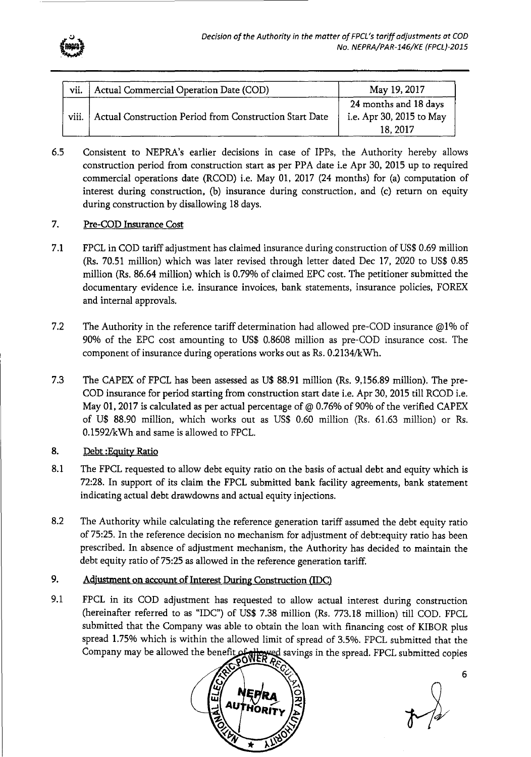| vii. | Actual Commercial Operation Date (COD) | May 19, 2017 |
|---|---|---|
| viii. | Actual Construction Period from Construction Start Date | 24 months and 18 days i.e. Apr 30, 2015 to May 18, 2017 |

6.5 Consistent to NEPRA's earlier decisions in case of IPPs, the Authority hereby allows construction period from construction start as per PPA date i.e Apr 30, 2015 up to required commercial operations date (RCOD) i.e. May 01, 2017 (24 months) for (a) computation of interest during construction, (b) insurance during construction, and (c) return on equity during construction by disallowing 18 days.

## 7. Pre-COD Insurance Cost

7.1 FPCL in COD tariff adjustment has claimed insurance during construction of US$ 0.69 million (Rs. 70.51 million) which was later revised through letter dated Dec 17, 2020 to US$ 0.85 million (Rs. 86.64 million) which is 0.79% of claimed EPC cost. The petitioner submitted the documentary evidence i.e. insurance invoices, bank statements, insurance policies, FOREX and internal approvals.

7.2 The Authority in the reference tariff determination had allowed pre-COD insurance @1% of 90% of the EPC cost amounting to US$ 0.8608 million as pre-COD insurance cost. The component of insurance during operations works out as Rs. 0.2134/kWh.

7.3 The CAPEX of FPCL has been assessed as U$ 88.91 million (Rs. 9,156.89 million). The pre-COD insurance for period starting from construction start date i.e. Apr 30, 2015 till RCOD i.e. May 01, 2017 is calculated as per actual percentage of @ 0.76% of 90% of the verified CAPEX of U$ 88.90 million, which works out as US$ 0.60 million (Rs. 61.63 million) or Rs. 0.1592/kWh and same is allowed to FPCL.

## 8. Debt :Equity Ratio

8.1 The FPCL requested to allow debt equity ratio on the basis of actual debt and equity which is 72:28. In support of its claim the FPCL submitted bank facility agreements, bank statement indicating actual debt drawdowns and actual equity injections.

8.2 The Authority while calculating the reference generation tariff assumed the debt equity ratio of 75:25. In the reference decision no mechanism for adjustment of debt:equity ratio has been prescribed. In absence of adjustment mechanism, the Authority has decided to maintain the debt equity ratio of 75:25 as allowed in the reference generation tariff.

## 9. Adjustment on account of Interest During Construction (IDC)

9.1 FPCL in its COD adjustment has requested to allow actual interest during construction (hereinafter referred to as "IDC") of US$ 7.38 million (Rs. 773.18 million) till COD. FPCL submitted that the Company was able to obtain the loan with financing cost of KIBOR plus spread 1.75% which is within the allowed limit of spread of 3.5%. FPCL submitted that the Company may be allowed the benefit of allowed savings in the spread. FPCL submitted copies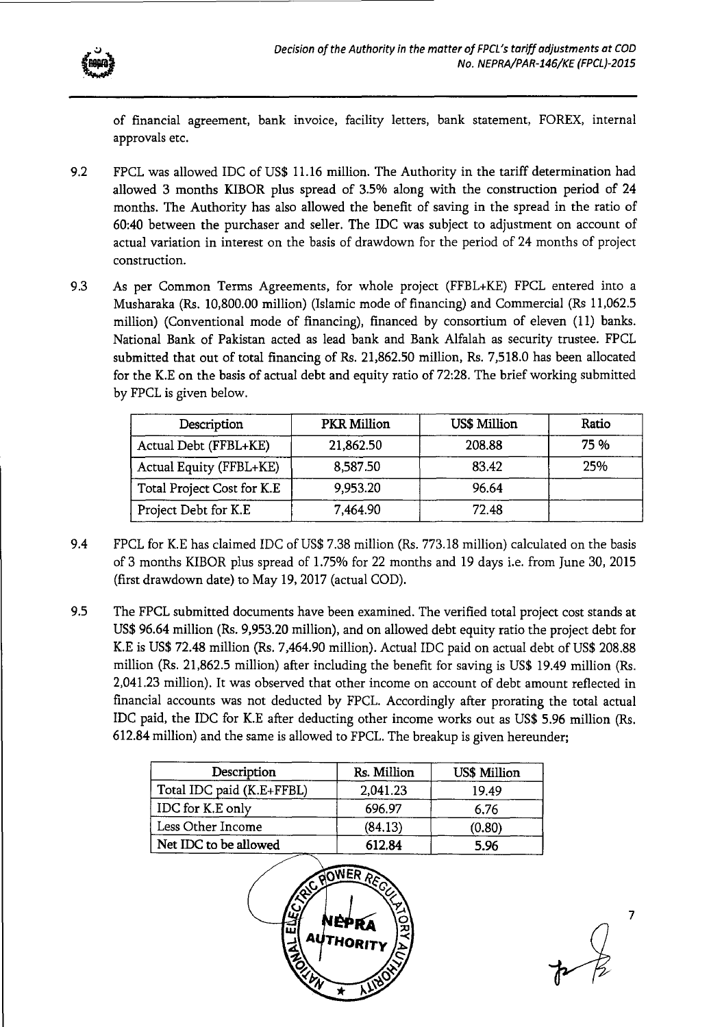of financial agreement, bank invoice, facility letters, bank statement, FOREX, internal approvals etc.

9.2 FPCL was allowed IDC of US$ 11.16 million. The Authority in the tariff determination had allowed 3 months KIBOR plus spread of 3.5% along with the construction period of 24 months. The Authority has also allowed the benefit of saving in the spread in the ratio of 60:40 between the purchaser and seller. The IDC was subject to adjustment on account of actual variation in interest on the basis of drawdown for the period of 24 months of project construction.

9.3 As per Common Terms Agreements, for whole project (FFBL+KE) FPCL entered into a Musharaka (Rs. 10,800.00 million) (Islamic mode of financing) and Commercial (Rs 11,062.5 million) (Conventional mode of financing), financed by consortium of eleven (11) banks. National Bank of Pakistan acted as lead bank and Bank Alfalah as security trustee. FPCL submitted that out of total financing of Rs. 21,862.50 million, Rs. 7,518.0 has been allocated for the K.E on the basis of actual debt and equity ratio of 72:28. The brief working submitted by FPCL is given below.

| Description | PKR Million | US$ Million | Ratio |
|---|---|---|---|
| Actual Debt (FFBL+KE) | 21,862.50 | 208.88 | 75 % |
| Actual Equity (FFBL+KE) | 8,587.50 | 83.42 | 25% |
| Total Project Cost for K.E | 9,953.20 | 96.64 | |
| Project Debt for K.E | 7,464.90 | 72.48 | |

9.4 FPCL for K.E has claimed IDC of US$ 7.38 million (Rs. 773.18 million) calculated on the basis of 3 months KIBOR plus spread of 1.75% for 22 months and 19 days i.e. from June 30, 2015 (first drawdown date) to May 19, 2017 (actual COD).

9.5 The FPCL submitted documents have been examined. The verified total project cost stands at US$ 96.64 million (Rs. 9,953.20 million), and on allowed debt equity ratio the project debt for K.E is US$ 72.48 million (Rs. 7,464.90 million). Actual IDC paid on actual debt of US$ 208.88 million (Rs. 21,862.5 million) after including the benefit for saving is US$ 19.49 million (Rs. 2,041.23 million). It was observed that other income on account of debt amount reflected in financial accounts was not deducted by FPCL. Accordingly after prorating the total actual IDC paid, the IDC for K.E after deducting other income works out as US$ 5.96 million (Rs. 612.84 million) and the same is allowed to FPCL. The breakup is given hereunder;

| Description | Rs. Million | US$ Million |
|---|---|---|
| Total IDC paid (K.E+FFBL) | 2,041.23 | 19.49 |
| IDC for K.E only | 696.97 | 6.76 |
| Less Other Income | (84.13) | (0.80) |
| Net IDC to be allowed | 612.84 | 5.96 |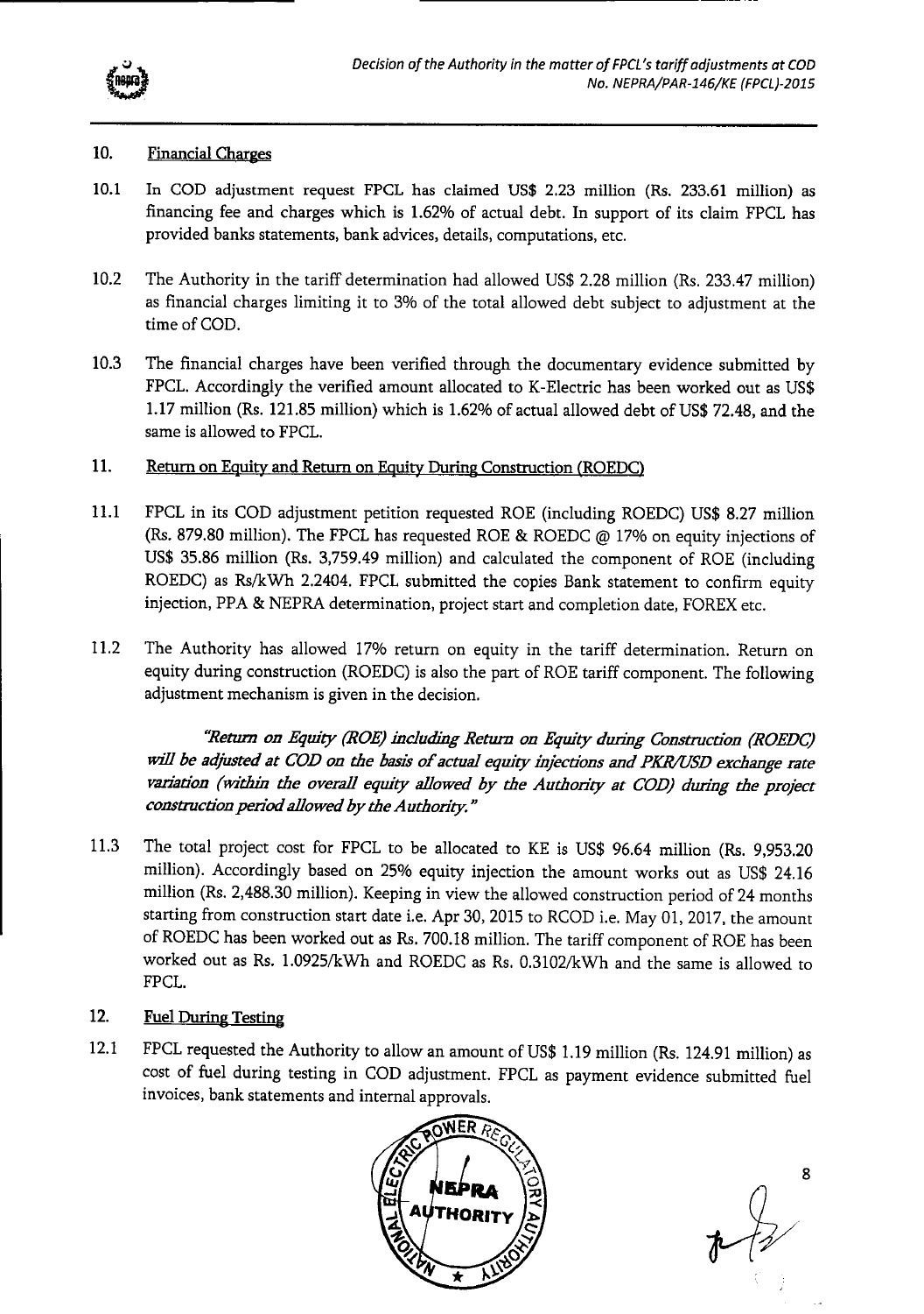## 10. Financial Charges

10.1 In COD adjustment request FPCL has claimed US$ 2.23 million (Rs. 233.61 million) as financing fee and charges which is 1.62% of actual debt. In support of its claim FPCL has provided banks statements, bank advices, details, computations, etc.

10.2 The Authority in the tariff determination had allowed US$ 2.28 million (Rs. 233.47 million) as financial charges limiting it to 3% of the total allowed debt subject to adjustment at the time of COD.

10.3 The financial charges have been verified through the documentary evidence submitted by FPCL. Accordingly the verified amount allocated to K-Electric has been worked out as US$ 1.17 million (Rs. 121.85 million) which is 1.62% of actual allowed debt of US$ 72.48, and the same is allowed to FPCL.

## 11. Return on Equity and Return on Equity During Construction (ROEDC)

11.1 FPCL in its COD adjustment petition requested ROE (including ROEDC) US$ 8.27 million (Rs. 879.80 million). The FPCL has requested ROE & ROEDC @ 17% on equity injections of US$ 35.86 million (Rs. 3,759.49 million) and calculated the component of ROE (including ROEDC) as Rs/kWh 2.2404. FPCL submitted the copies Bank statement to confirm equity injection, PPA & NEPRA determination, project start and completion date, FOREX etc.

11.2 The Authority has allowed 17% return on equity in the tariff determination. Return on equity during construction (ROEDC) is also the part of ROE tariff component. The following adjustment mechanism is given in the decision.

> *"Return on Equity (ROE) including Return on Equity during Construction (ROEDC) will be adjusted at COD on the basis of actual equity injections and PKR/USD exchange rate variation (within the overall equity allowed by the Authority at COD) during the project construction period allowed by the Authority."*

11.3 The total project cost for FPCL to be allocated to KE is US$ 96.64 million (Rs. 9,953.20 million). Accordingly based on 25% equity injection the amount works out as US$ 24.16 million (Rs. 2,488.30 million). Keeping in view the allowed construction period of 24 months starting from construction start date i.e. Apr 30, 2015 to RCOD i.e. May 01, 2017, the amount of ROEDC has been worked out as Rs. 700.18 million. The tariff component of ROE has been worked out as Rs. 1.0925/kWh and ROEDC as Rs. 0.3102/kWh and the same is allowed to FPCL.

## 12. Fuel During Testing

12.1 FPCL requested the Authority to allow an amount of US$ 1.19 million (Rs. 124.91 million) as cost of fuel during testing in COD adjustment. FPCL as payment evidence submitted fuel invoices, bank statements and internal approvals.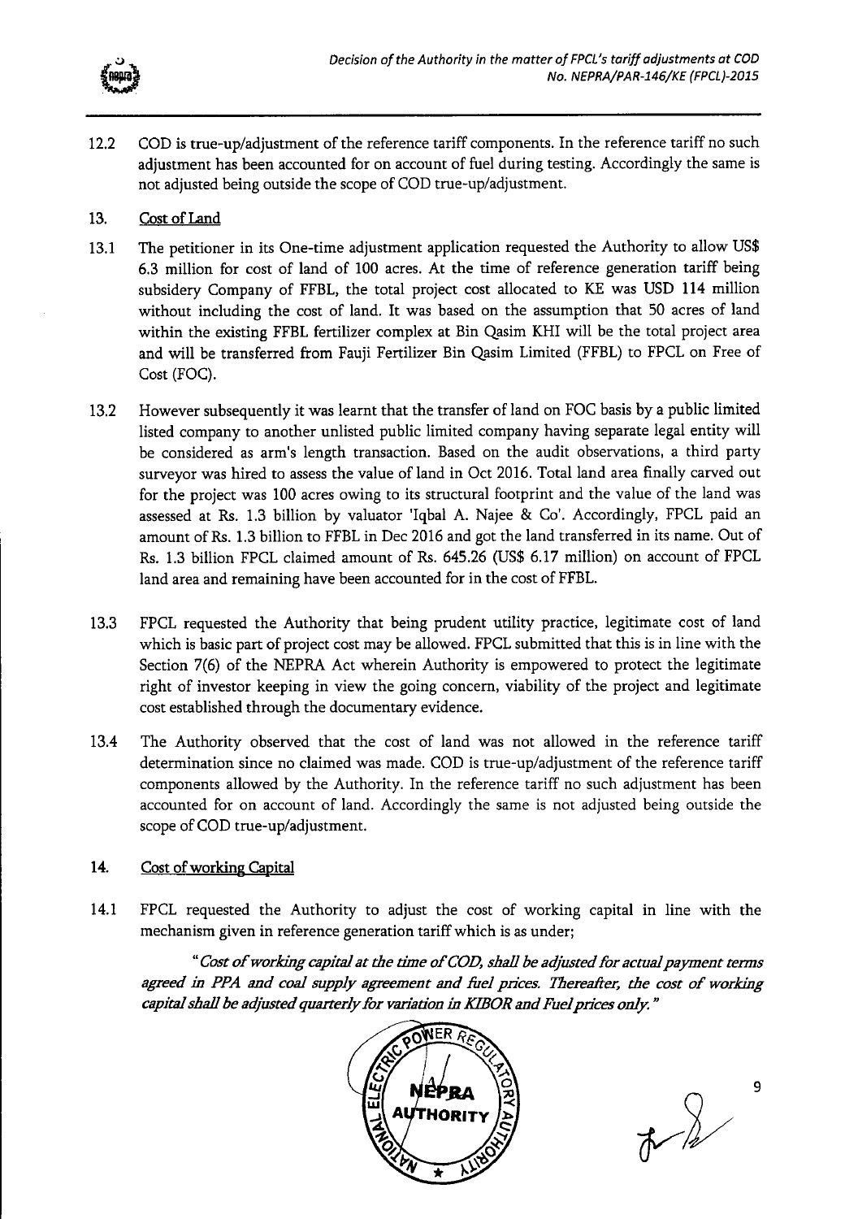12.2 COD is true-up/adjustment of the reference tariff components. In the reference tariff no such adjustment has been accounted for on account of fuel during testing. Accordingly the same is not adjusted being outside the scope of COD true-up/adjustment.

## 13. Cost of Land

13.1 The petitioner in its One-time adjustment application requested the Authority to allow US$ 6.3 million for cost of land of 100 acres. At the time of reference generation tariff being subsidery Company of FFBL, the total project cost allocated to KE was USD 114 million without including the cost of land. It was based on the assumption that 50 acres of land within the existing FFBL fertilizer complex at Bin Qasim KHI will be the total project area and will be transferred from Fauji Fertilizer Bin Qasim Limited (FFBL) to FPCL on Free of Cost (FOC).

13.2 However subsequently it was learnt that the transfer of land on FOC basis by a public limited listed company to another unlisted public limited company having separate legal entity will be considered as arm's length transaction. Based on the audit observations, a third party surveyor was hired to assess the value of land in Oct 2016. Total land area finally carved out for the project was 100 acres owing to its structural footprint and the value of the land was assessed at Rs. 1.3 billion by valuator 'Iqbal A. Najee & Co'. Accordingly, FPCL paid an amount of Rs. 1.3 billion to FFBL in Dec 2016 and got the land transferred in its name. Out of Rs. 1.3 billion FPCL claimed amount of Rs. 645.26 (US$ 6.17 million) on account of FPCL land area and remaining have been accounted for in the cost of FFBL.

13.3 FPCL requested the Authority that being prudent utility practice, legitimate cost of land which is basic part of project cost may be allowed. FPCL submitted that this is in line with the Section 7(6) of the NEPRA Act wherein Authority is empowered to protect the legitimate right of investor keeping in view the going concern, viability of the project and legitimate cost established through the documentary evidence.

13.4 The Authority observed that the cost of land was not allowed in the reference tariff determination since no claimed was made. COD is true-up/adjustment of the reference tariff components allowed by the Authority. In the reference tariff no such adjustment has been accounted for on account of land. Accordingly the same is not adjusted being outside the scope of COD true-up/adjustment.

## 14. Cost of working Capital

14.1 FPCL requested the Authority to adjust the cost of working capital in line with the mechanism given in reference generation tariff which is as under;

> *"Cost of working capital at the time of COD, shall be adjusted for actual payment terms agreed in PPA and coal supply agreement and fuel prices. Thereafter, the cost of working capital shall be adjusted quarterly for variation in KIBOR and Fuel prices only."*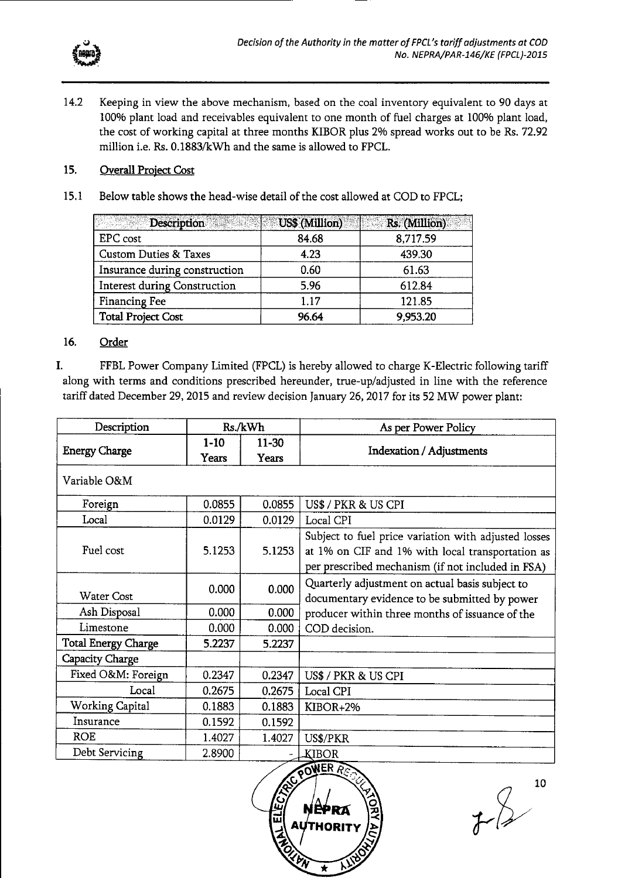14.2 Keeping in view the above mechanism, based on the coal inventory equivalent to 90 days at 100% plant load and receivables equivalent to one month of fuel charges at 100% plant load, the cost of working capital at three months KIBOR plus 2% spread works out to be Rs. 72.92 million i.e. Rs. 0.1883/kWh and the same is allowed to FPCL.

## 15. Overall Project Cost

15.1 Below table shows the head-wise detail of the cost allowed at COD to FPCL;

| Description | US$ (Million) | Rs. (Million) |
|---|---|---|
| EPC cost | 84.68 | 8,717.59 |
| Custom Duties & Taxes | 4.23 | 439.30 |
| Insurance during construction | 0.60 | 61.63 |
| Interest during Construction | 5.96 | 612.84 |
| Financing Fee | 1.17 | 121.85 |
| **Total Project Cost** | **96.64** | **9,953.20** |

## 16. Order

I. FFBL Power Company Limited (FPCL) is hereby allowed to charge K-Electric following tariff along with terms and conditions prescribed hereunder, true-up/adjusted in line with the reference tariff dated December 29, 2015 and review decision January 26, 2017 for its 52 MW power plant:

| Description | Rs./kWh | | As per Power Policy |
|---|---|---|---|
| **Energy Charge** | **1-10 Years** | **11-30 Years** | **Indexation / Adjustments** |
| Variable O&M | | | |
| Foreign | 0.0855 | 0.0855 | US$ / PKR & US CPI |
| Local | 0.0129 | 0.0129 | Local CPI |
| Fuel cost | 5.1253 | 5.1253 | Subject to fuel price variation with adjusted losses at 1% on CIF and 1% with local transportation as per prescribed mechanism (if not included in FSA) |
| Water Cost | 0.000 | 0.000 | Quarterly adjustment on actual basis subject to documentary evidence to be submitted by power producer within three months of issuance of the COD decision. |
| Ash Disposal | 0.000 | 0.000 | |
| Limestone | 0.000 | 0.000 | |
| **Total Energy Charge** | **5.2237** | **5.2237** | |
| **Capacity Charge** | | | |
| Fixed O&M: Foreign | 0.2347 | 0.2347 | US$ / PKR & US CPI |
| Local | 0.2675 | 0.2675 | Local CPI |
| Working Capital | 0.1883 | 0.1883 | KIBOR+2% |
| Insurance | 0.1592 | 0.1592 | |
| ROE | 1.4027 | 1.4027 | US$/PKR |
| Debt Servicing | 2.8900 | - | KIBOR |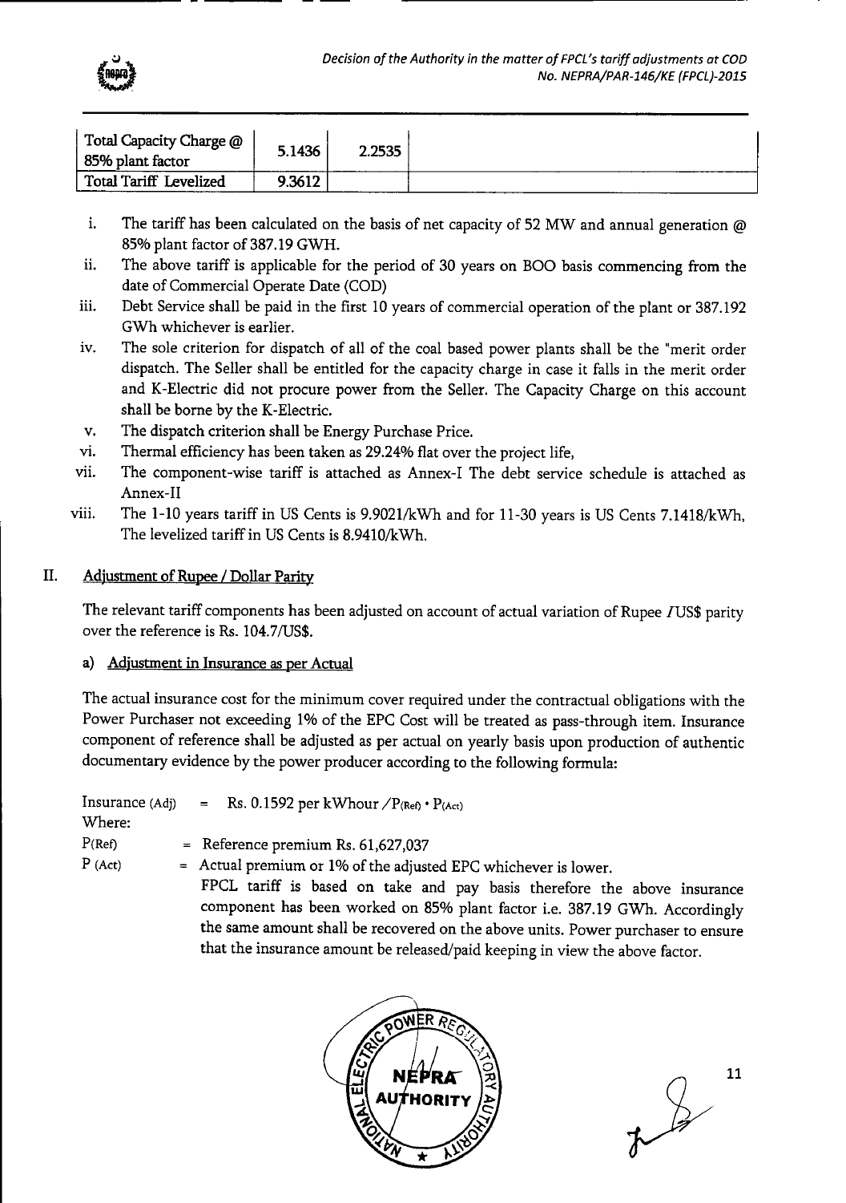| Total Capacity Charge @ 85% plant factor | 5.1436 | 2.2535 | |
|---|---|---|---|
| Total Tariff Levelized | 9.3612 | | |

i. The tariff has been calculated on the basis of net capacity of 52 MW and annual generation @ 85% plant factor of 387.19 GWH.

ii. The above tariff is applicable for the period of 30 years on BOO basis commencing from the date of Commercial Operate Date (COD)

iii. Debt Service shall be paid in the first 10 years of commercial operation of the plant or 387.192 GWh whichever is earlier.

iv. The sole criterion for dispatch of all of the coal based power plants shall be the "merit order dispatch. The Seller shall be entitled for the capacity charge in case it falls in the merit order and K-Electric did not procure power from the Seller. The Capacity Charge on this account shall be borne by the K-Electric.

v. The dispatch criterion shall be Energy Purchase Price.

vi. Thermal efficiency has been taken as 29.24% flat over the project life,

vii. The component-wise tariff is attached as Annex-I The debt service schedule is attached as Annex-II

viii. The 1-10 years tariff in US Cents is 9.9021/kWh and for 11-30 years is US Cents 7.1418/kWh, The levelized tariff in US Cents is 8.9410/kWh.

## II. Adjustment of Rupee / Dollar Parity

The relevant tariff components has been adjusted on account of actual variation of Rupee /US$ parity over the reference is Rs. 104.7/US$.

### a) Adjustment in Insurance as per Actual

The actual insurance cost for the minimum cover required under the contractual obligations with the Power Purchaser not exceeding 1% of the EPC Cost will be treated as pass-through item. Insurance component of reference shall be adjusted as per actual on yearly basis upon production of authentic documentary evidence by the power producer according to the following formula:

Insurance $_{(Adj)}$ = Rs. 0.1592 per kWhour / $P_{(Ref)} \cdot P_{(Act)}$

Where:

$P_{(Ref)}$ = Reference premium Rs. 61,627,037

$P_{(Act)}$ = Actual premium or 1% of the adjusted EPC whichever is lower.

FPCL tariff is based on take and pay basis therefore the above insurance component has been worked on 85% plant factor i.e. 387.19 GWh. Accordingly the same amount shall be recovered on the above units. Power purchaser to ensure that the insurance amount be released/paid keeping in view the above factor.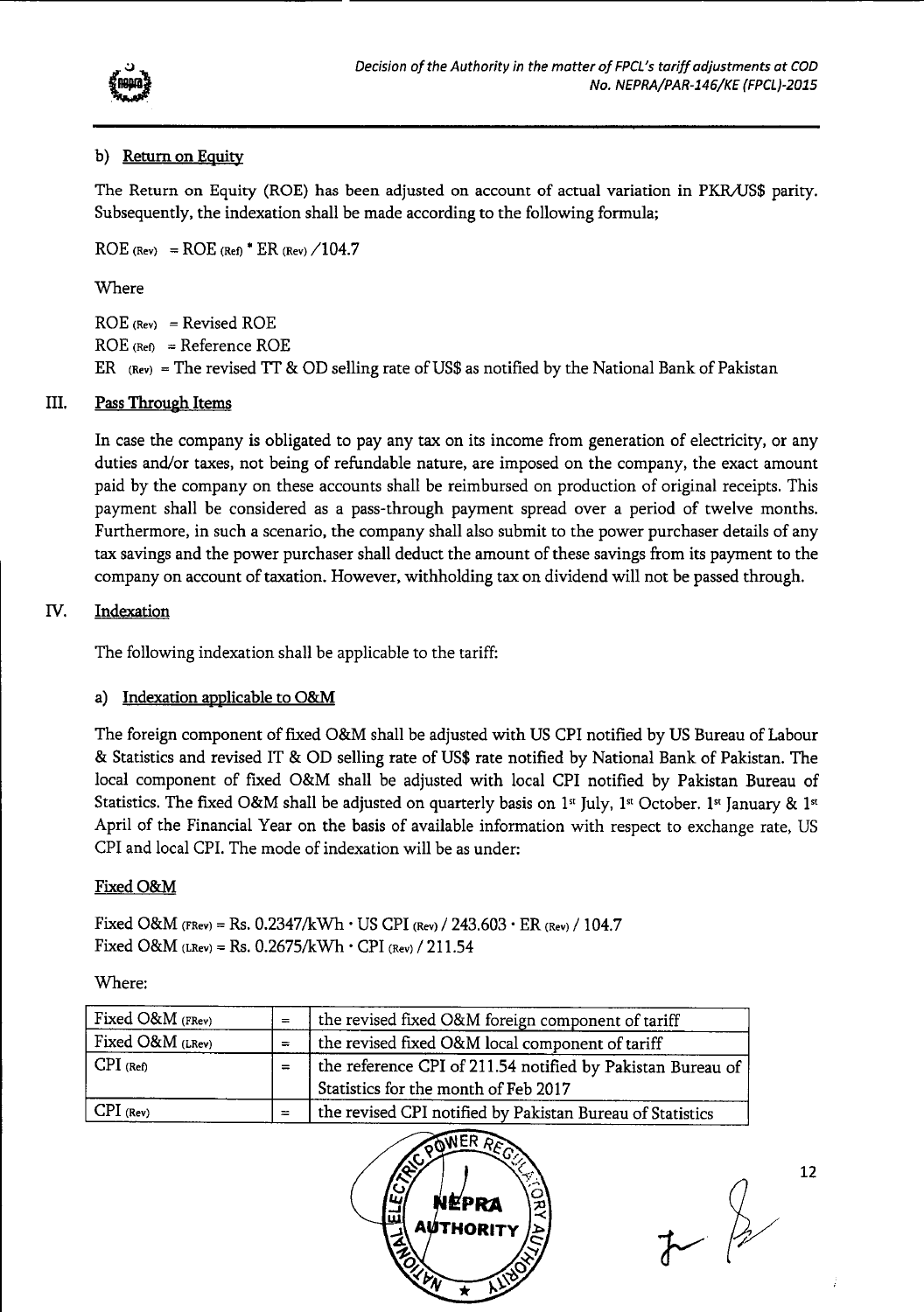b) <u>Return on Equity</u>

The Return on Equity (ROE) has been adjusted on account of actual variation in PKR/US$ parity. Subsequently, the indexation shall be made according to the following formula;

$ROE_{(Rev)} = ROE_{(Ref)} * ER_{(Rev)} / 104.7$

Where

$ROE_{(Rev)}$ = Revised ROE
$ROE_{(Ref)}$ = Reference ROE
$ER_{(Rev)}$ = The revised TT & OD selling rate of US$ as notified by the National Bank of Pakistan

## III. <u>Pass Through Items</u>

In case the company is obligated to pay any tax on its income from generation of electricity, or any duties and/or taxes, not being of refundable nature, are imposed on the company, the exact amount paid by the company on these accounts shall be reimbursed on production of original receipts. This payment shall be considered as a pass-through payment spread over a period of twelve months. Furthermore, in such a scenario, the company shall also submit to the power purchaser details of any tax savings and the power purchaser shall deduct the amount of these savings from its payment to the company on account of taxation. However, withholding tax on dividend will not be passed through.

## IV. <u>Indexation</u>

The following indexation shall be applicable to the tariff:

a) <u>Indexation applicable to O&M</u>

The foreign component of fixed O&M shall be adjusted with US CPI notified by US Bureau of Labour & Statistics and revised TT & OD selling rate of US$ rate notified by National Bank of Pakistan. The local component of fixed O&M shall be adjusted with local CPI notified by Pakistan Bureau of Statistics. The fixed O&M shall be adjusted on quarterly basis on 1st July, 1st October. 1st January & 1st April of the Financial Year on the basis of available information with respect to exchange rate, US CPI and local CPI. The mode of indexation will be as under:

<u>Fixed O&M</u>

Fixed $O\&M_{(FRev)}$ = Rs. 0.2347/kWh · US $CPI_{(Rev)}$ / 243.603 · $ER_{(Rev)}$ / 104.7
Fixed $O\&M_{(LRev)}$ = Rs. 0.2675/kWh · $CPI_{(Rev)}$ / 211.54

Where:

| | | |
|---|---|---|
| Fixed $O\&M_{(FRev)}$ | = | the revised fixed O&M foreign component of tariff |
| Fixed $O\&M_{(LRev)}$ | = | the revised fixed O&M local component of tariff |
| $CPI_{(Ref)}$ | = | the reference CPI of 211.54 notified by Pakistan Bureau of Statistics for the month of Feb 2017 |
| $CPI_{(Rev)}$ | = | the revised CPI notified by Pakistan Bureau of Statistics |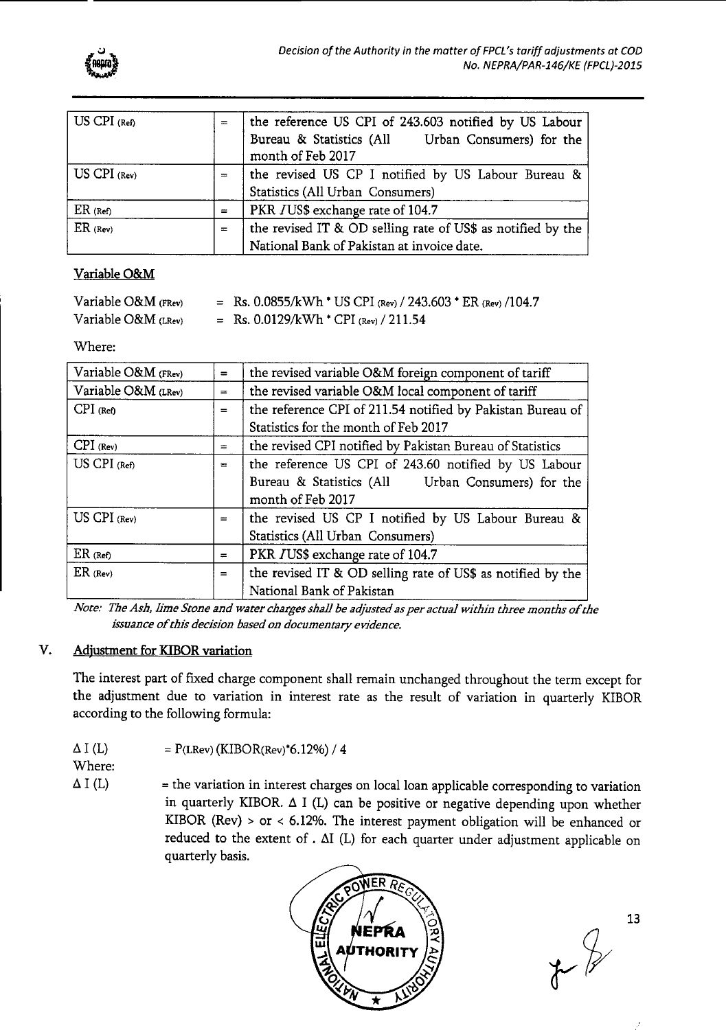| | | |
|---|---|---|
| US CPI (Ref) | = | the reference US CPI of 243.603 notified by US Labour Bureau & Statistics (All Urban Consumers) for the month of Feb 2017 |
| US CPI (Rev) | = | the revised US CP I notified by US Labour Bureau & Statistics (All Urban Consumers) |
| ER (Ref) | = | PKR /US$ exchange rate of 104.7 |
| ER (Rev) | = | the revised IT & OD selling rate of US$ as notified by the National Bank of Pakistan at invoice date. |

### Variable O&M

Variable O&M $_{(FRev)}$ = Rs. 0.0855/kWh * US CPI $_{(Rev)}$ / 243.603 * ER $_{(Rev)}$ /104.7

Variable O&M $_{(LRev)}$ = Rs. 0.0129/kWh * CPI $_{(Rev)}$ / 211.54

Where:

| | | |
|---|---|---|
| Variable O&M (FRev) | = | the revised variable O&M foreign component of tariff |
| Variable O&M (LRev) | = | the revised variable O&M local component of tariff |
| CPI (Ref) | = | the reference CPI of 211.54 notified by Pakistan Bureau of Statistics for the month of Feb 2017 |
| CPI (Rev) | = | the revised CPI notified by Pakistan Bureau of Statistics |
| US CPI (Ref) | = | the reference US CPI of 243.60 notified by US Labour Bureau & Statistics (All Urban Consumers) for the month of Feb 2017 |
| US CPI (Rev) | = | the revised US CP I notified by US Labour Bureau & Statistics (All Urban Consumers) |
| ER (Ref) | = | PKR /US$ exchange rate of 104.7 |
| ER (Rev) | = | the revised IT & OD selling rate of US$ as notified by the National Bank of Pakistan |

*Note: The Ash, lime Stone and water charges shall be adjusted as per actual within three months of the issuance of this decision based on documentary evidence.*

## V. Adjustment for KIBOR variation

The interest part of fixed charge component shall remain unchanged throughout the term except for the adjustment due to variation in interest rate as the result of variation in quarterly KIBOR according to the following formula:

$\Delta$ I (L) = P(LRev) (KIBOR(Rev)*6.12%) / 4

Where:

$\Delta$ I (L) = the variation in interest charges on local loan applicable corresponding to variation in quarterly KIBOR. $\Delta$ I (L) can be positive or negative depending upon whether KIBOR (Rev) > or < 6.12%. The interest payment obligation will be enhanced or reduced to the extent of . $\Delta$I (L) for each quarter under adjustment applicable on quarterly basis.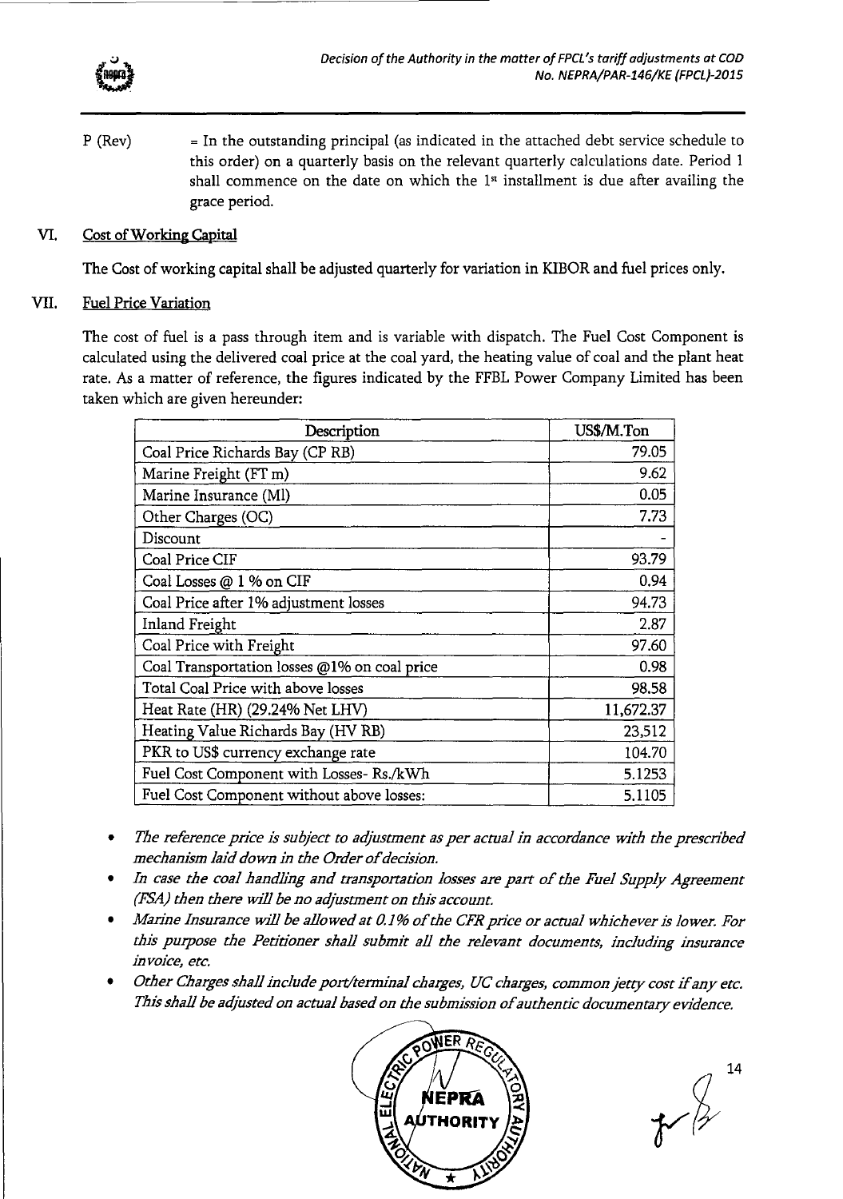P (Rev) = In the outstanding principal (as indicated in the attached debt service schedule to this order) on a quarterly basis on the relevant quarterly calculations date. Period 1 shall commence on the date on which the 1st installment is due after availing the grace period.

## VI. Cost of Working Capital

The Cost of working capital shall be adjusted quarterly for variation in KIBOR and fuel prices only.

## VII. Fuel Price Variation

The cost of fuel is a pass through item and is variable with dispatch. The Fuel Cost Component is calculated using the delivered coal price at the coal yard, the heating value of coal and the plant heat rate. As a matter of reference, the figures indicated by the FFBL Power Company Limited has been taken which are given hereunder:

| Description | US$/M.Ton |
|---|---|
| Coal Price Richards Bay (CP RB) | 79.05 |
| Marine Freight (FT m) | 9.62 |
| Marine Insurance (MI) | 0.05 |
| Other Charges (OC) | 7.73 |
| Discount | - |
| Coal Price CIF | 93.79 |
| Coal Losses @ 1 % on CIF | 0.94 |
| Coal Price after 1% adjustment losses | 94.73 |
| Inland Freight | 2.87 |
| Coal Price with Freight | 97.60 |
| Coal Transportation losses @1% on coal price | 0.98 |
| Total Coal Price with above losses | 98.58 |
| Heat Rate (HR) (29.24% Net LHV) | 11,672.37 |
| Heating Value Richards Bay (HV RB) | 23,512 |
| PKR to US$ currency exchange rate | 104.70 |
| Fuel Cost Component with Losses- Rs./kWh | 5.1253 |
| Fuel Cost Component without above losses: | 5.1105 |

- *The reference price is subject to adjustment as per actual in accordance with the prescribed mechanism laid down in the Order of decision.*
- *In case the coal handling and transportation losses are part of the Fuel Supply Agreement (FSA) then there will be no adjustment on this account.*
- *Marine Insurance will be allowed at 0.1% of the CFR price or actual whichever is lower. For this purpose the Petitioner shall submit all the relevant documents, including insurance invoice, etc.*
- *Other Charges shall include port/terminal charges, UC charges, common jetty cost if any etc. This shall be adjusted on actual based on the submission of authentic documentary evidence.*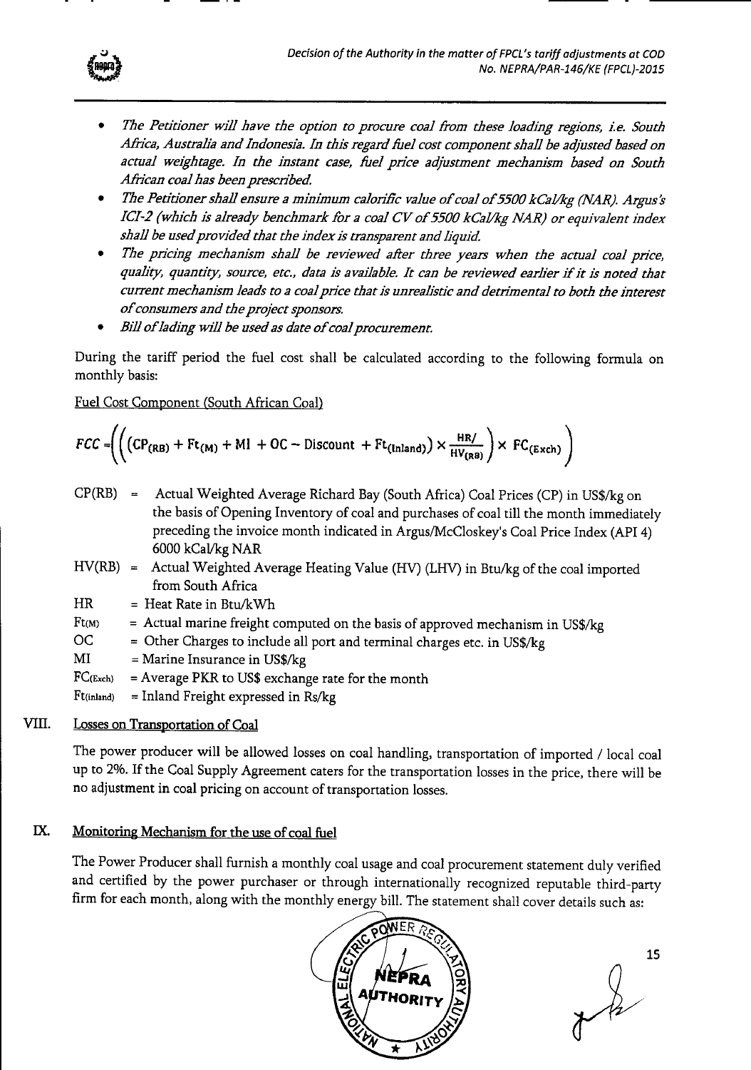- *The Petitioner will have the option to procure coal from these loading regions, i.e. South Africa, Australia and Indonesia. In this regard fuel cost component shall be adjusted based on actual weightage. In the instant case, fuel price adjustment mechanism based on South African coal has been prescribed.*
- *The Petitioner shall ensure a minimum calorific value of coal of 5500 kCal/kg (NAR). Argus's ICI-2 (which is already benchmark for a coal CV of 5500 kCal/kg NAR) or equivalent index shall be used provided that the index is transparent and liquid.*
- *The pricing mechanism shall be reviewed after three years when the actual coal price, quality, quantity, source, etc., data is available. It can be reviewed earlier if it is noted that current mechanism leads to a coal price that is unrealistic and detrimental to both the interest of consumers and the project sponsors.*
- *Bill of lading will be used as date of coal procurement.*

During the tariff period the fuel cost shall be calculated according to the following formula on monthly basis:

Fuel Cost Component (South African Coal)

$$FCC = \left( \left( \left( CP_{(RB)} + Ft_{(M)} + MI + OC - \text{Discount} + Ft_{(Inland)} \right) \times \frac{HR/}{HV_{(RB)}} \right) \times FC_{(Exch)} \right)$$

- $CP(RB)$ = Actual Weighted Average Richard Bay (South Africa) Coal Prices (CP) in US$/kg on the basis of Opening Inventory of coal and purchases of coal till the month immediately preceding the invoice month indicated in Argus/McCloskey's Coal Price Index (API 4) 6000 kCal/kg NAR
- $HV(RB)$ = Actual Weighted Average Heating Value (HV) (LHV) in Btu/kg of the coal imported from South Africa
- $HR$ = Heat Rate in Btu/kWh
- $Ft_{(M)}$ = Actual marine freight computed on the basis of approved mechanism in US$/kg
- $OC$ = Other Charges to include all port and terminal charges etc. in US$/kg
- $MI$ = Marine Insurance in US$/kg
- $FC_{(Exch)}$ = Average PKR to US$ exchange rate for the month
- $Ft_{(inland)}$ = Inland Freight expressed in Rs/kg

## VIII. Losses on Transportation of Coal

The power producer will be allowed losses on coal handling, transportation of imported / local coal up to 2%. If the Coal Supply Agreement caters for the transportation losses in the price, there will be no adjustment in coal pricing on account of transportation losses.

## IX. Monitoring Mechanism for the use of coal fuel

The Power Producer shall furnish a monthly coal usage and coal procurement statement duly verified and certified by the power purchaser or through internationally recognized reputable third-party firm for each month, along with the monthly energy bill. The statement shall cover details such as: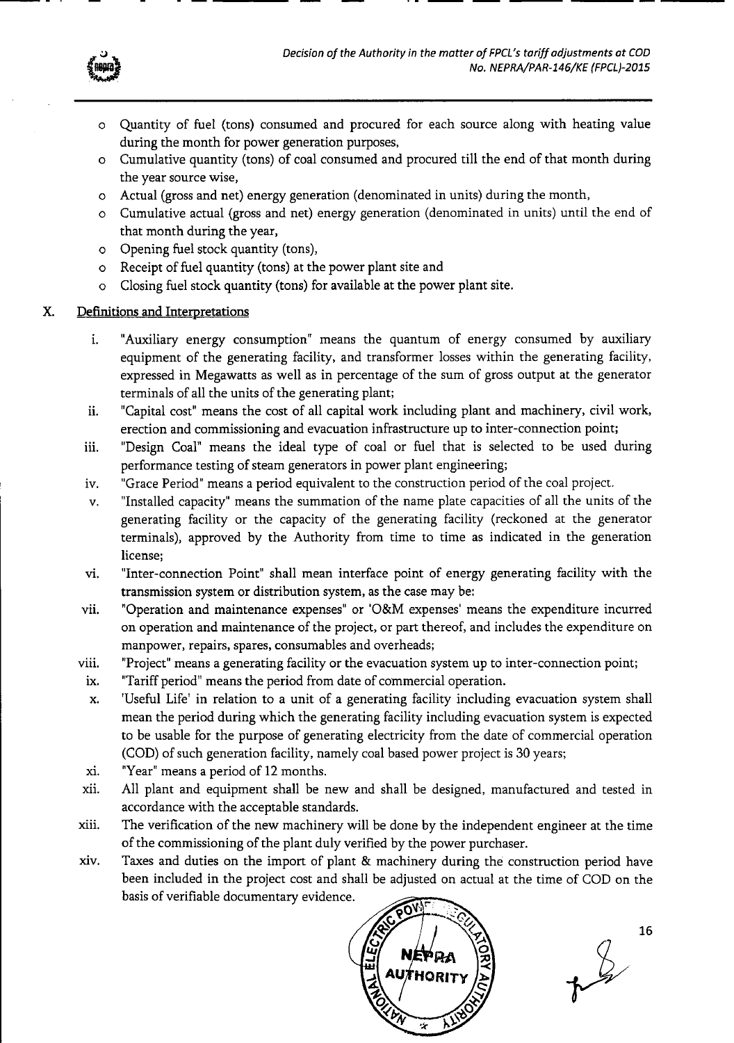- Quantity of fuel (tons) consumed and procured for each source along with heating value during the month for power generation purposes,
- Cumulative quantity (tons) of coal consumed and procured till the end of that month during the year source wise,
- Actual (gross and net) energy generation (denominated in units) during the month,
- Cumulative actual (gross and net) energy generation (denominated in units) until the end of that month during the year,
- Opening fuel stock quantity (tons),
- Receipt of fuel quantity (tons) at the power plant site and
- Closing fuel stock quantity (tons) for available at the power plant site.

## X. Definitions and Interpretations

i. "Auxiliary energy consumption" means the quantum of energy consumed by auxiliary equipment of the generating facility, and transformer losses within the generating facility, expressed in Megawatts as well as in percentage of the sum of gross output at the generator terminals of all the units of the generating plant;

ii. "Capital cost" means the cost of all capital work including plant and machinery, civil work, erection and commissioning and evacuation infrastructure up to inter-connection point;

iii. "Design Coal" means the ideal type of coal or fuel that is selected to be used during performance testing of steam generators in power plant engineering;

iv. "Grace Period" means a period equivalent to the construction period of the coal project.

v. "Installed capacity" means the summation of the name plate capacities of all the units of the generating facility or the capacity of the generating facility (reckoned at the generator terminals), approved by the Authority from time to time as indicated in the generation license;

vi. "Inter-connection Point" shall mean interface point of energy generating facility with the transmission system or distribution system, as the case may be:

vii. "Operation and maintenance expenses" or 'O&M expenses' means the expenditure incurred on operation and maintenance of the project, or part thereof, and includes the expenditure on manpower, repairs, spares, consumables and overheads;

viii. "Project" means a generating facility or the evacuation system up to inter-connection point;

ix. "Tariff period" means the period from date of commercial operation.

x. 'Useful Life' in relation to a unit of a generating facility including evacuation system shall mean the period during which the generating facility including evacuation system is expected to be usable for the purpose of generating electricity from the date of commercial operation (COD) of such generation facility, namely coal based power project is 30 years;

xi. "Year" means a period of 12 months.

xii. All plant and equipment shall be new and shall be designed, manufactured and tested in accordance with the acceptable standards.

xiii. The verification of the new machinery will be done by the independent engineer at the time of the commissioning of the plant duly verified by the power purchaser.

xiv. Taxes and duties on the import of plant & machinery during the construction period have been included in the project cost and shall be adjusted on actual at the time of COD on the basis of verifiable documentary evidence.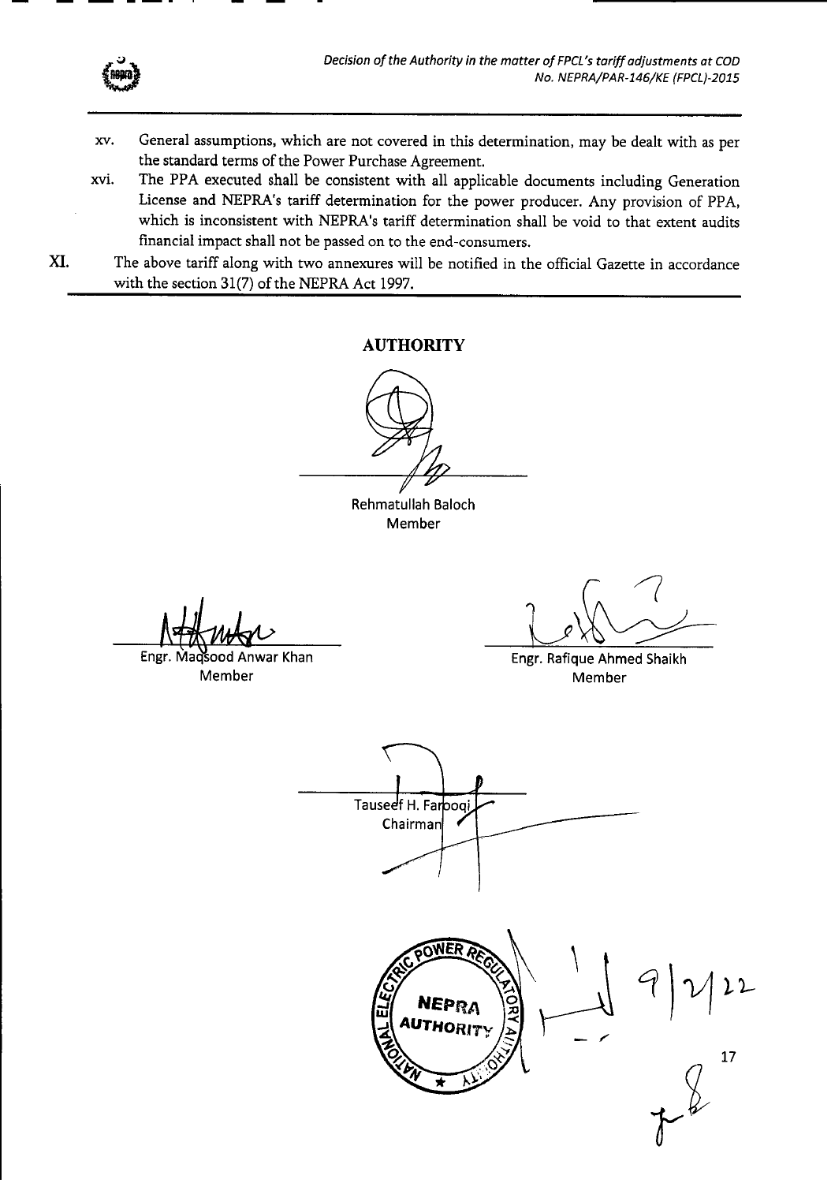xv. General assumptions, which are not covered in this determination, may be dealt with as per the standard terms of the Power Purchase Agreement.

xvi. The PPA executed shall be consistent with all applicable documents including Generation License and NEPRA's tariff determination for the power producer. Any provision of PPA, which is inconsistent with NEPRA's tariff determination shall be void to that extent audits financial impact shall not be passed on to the end-consumers.

XI. The above tariff along with two annexures will be notified in the official Gazette in accordance with the section 31(7) of the NEPRA Act 1997.

**AUTHORITY**

Rehmatullah Baloch
Member

Engr. Maqsood Anwar Khan
Member

Engr. Rafique Ahmed Shaikh
Member

Tauseef H. Farooqi
Chairman

9/2/22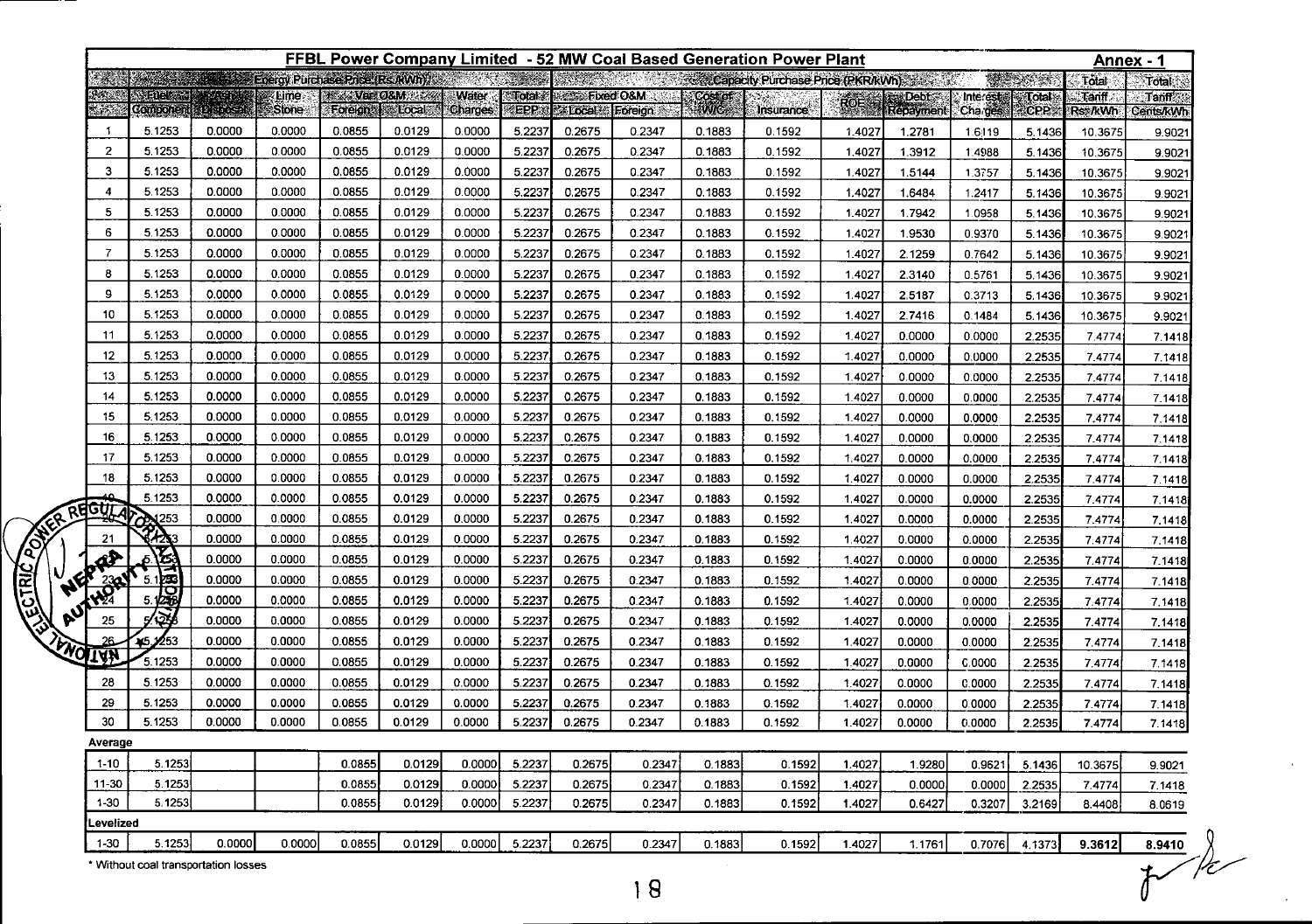## FFBL Power Company Limited - 52 MW Coal Based Generation Power Plant

**Annex - 1**

| Year | Energy Purchase Price (Rs./kWh) | | | | | | | Capacity Purchase Price (PKR/kWh) | | | | | | | | Total Tariff | Total Tariff |
|---|---|---|---|---|---|---|---|---|---|---|---|---|---|---|---|---|---|
| | Fuel Component | Ash Disposal | Lime Stone | Var. O&M Foreign | Var. O&M Local | Water Charges | Total EPP | Fixed O&M Local | Fixed O&M Foreign | Cost of W/C | Insurance | ROE | Debt Repayment | Interest Charges | Total CPP | Rs./kWh | Cents/kWh |
| 1 | 5.1253 | 0.0000 | 0.0000 | 0.0855 | 0.0129 | 0.0000 | 5.2237 | 0.2675 | 0.2347 | 0.1883 | 0.1592 | 1.4027 | 1.2781 | 1.6119 | 5.1436 | 10.3675 | 9.9021 |
| 2 | 5.1253 | 0.0000 | 0.0000 | 0.0855 | 0.0129 | 0.0000 | 5.2237 | 0.2675 | 0.2347 | 0.1883 | 0.1592 | 1.4027 | 1.3912 | 1.4988 | 5.1436 | 10.3675 | 9.9021 |
| 3 | 5.1253 | 0.0000 | 0.0000 | 0.0855 | 0.0129 | 0.0000 | 5.2237 | 0.2675 | 0.2347 | 0.1883 | 0.1592 | 1.4027 | 1.5144 | 1.3757 | 5.1436 | 10.3675 | 9.9021 |
| 4 | 5.1253 | 0.0000 | 0.0000 | 0.0855 | 0.0129 | 0.0000 | 5.2237 | 0.2675 | 0.2347 | 0.1883 | 0.1592 | 1.4027 | 1.6484 | 1.2417 | 5.1436 | 10.3675 | 9.9021 |
| 5 | 5.1253 | 0.0000 | 0.0000 | 0.0855 | 0.0129 | 0.0000 | 5.2237 | 0.2675 | 0.2347 | 0.1883 | 0.1592 | 1.4027 | 1.7942 | 1.0958 | 5.1436 | 10.3675 | 9.9021 |
| 6 | 5.1253 | 0.0000 | 0.0000 | 0.0855 | 0.0129 | 0.0000 | 5.2237 | 0.2675 | 0.2347 | 0.1883 | 0.1592 | 1.4027 | 1.9530 | 0.9370 | 5.1436 | 10.3675 | 9.9021 |
| 7 | 5.1253 | 0.0000 | 0.0000 | 0.0855 | 0.0129 | 0.0000 | 5.2237 | 0.2675 | 0.2347 | 0.1883 | 0.1592 | 1.4027 | 2.1259 | 0.7642 | 5.1436 | 10.3675 | 9.9021 |
| 8 | 5.1253 | 0.0000 | 0.0000 | 0.0855 | 0.0129 | 0.0000 | 5.2237 | 0.2675 | 0.2347 | 0.1883 | 0.1592 | 1.4027 | 2.3140 | 0.5761 | 5.1436 | 10.3675 | 9.9021 |
| 9 | 5.1253 | 0.0000 | 0.0000 | 0.0855 | 0.0129 | 0.0000 | 5.2237 | 0.2675 | 0.2347 | 0.1883 | 0.1592 | 1.4027 | 2.5187 | 0.3713 | 5.1436 | 10.3675 | 9.9021 |
| 10 | 5.1253 | 0.0000 | 0.0000 | 0.0855 | 0.0129 | 0.0000 | 5.2237 | 0.2675 | 0.2347 | 0.1883 | 0.1592 | 1.4027 | 2.7416 | 0.1484 | 5.1436 | 10.3675 | 9.9021 |
| 11 | 5.1253 | 0.0000 | 0.0000 | 0.0855 | 0.0129 | 0.0000 | 5.2237 | 0.2675 | 0.2347 | 0.1883 | 0.1592 | 1.4027 | 0.0000 | 0.0000 | 2.2535 | 7.4774 | 7.1418 |
| 12 | 5.1253 | 0.0000 | 0.0000 | 0.0855 | 0.0129 | 0.0000 | 5.2237 | 0.2675 | 0.2347 | 0.1883 | 0.1592 | 1.4027 | 0.0000 | 0.0000 | 2.2535 | 7.4774 | 7.1418 |
| 13 | 5.1253 | 0.0000 | 0.0000 | 0.0855 | 0.0129 | 0.0000 | 5.2237 | 0.2675 | 0.2347 | 0.1883 | 0.1592 | 1.4027 | 0.0000 | 0.0000 | 2.2535 | 7.4774 | 7.1418 |
| 14 | 5.1253 | 0.0000 | 0.0000 | 0.0855 | 0.0129 | 0.0000 | 5.2237 | 0.2675 | 0.2347 | 0.1883 | 0.1592 | 1.4027 | 0.0000 | 0.0000 | 2.2535 | 7.4774 | 7.1418 |
| 15 | 5.1253 | 0.0000 | 0.0000 | 0.0855 | 0.0129 | 0.0000 | 5.2237 | 0.2675 | 0.2347 | 0.1883 | 0.1592 | 1.4027 | 0.0000 | 0.0000 | 2.2535 | 7.4774 | 7.1418 |
| 16 | 5.1253 | 0.0000 | 0.0000 | 0.0855 | 0.0129 | 0.0000 | 5.2237 | 0.2675 | 0.2347 | 0.1883 | 0.1592 | 1.4027 | 0.0000 | 0.0000 | 2.2535 | 7.4774 | 7.1418 |
| 17 | 5.1253 | 0.0000 | 0.0000 | 0.0855 | 0.0129 | 0.0000 | 5.2237 | 0.2675 | 0.2347 | 0.1883 | 0.1592 | 1.4027 | 0.0000 | 0.0000 | 2.2535 | 7.4774 | 7.1418 |
| 18 | 5.1253 | 0.0000 | 0.0000 | 0.0855 | 0.0129 | 0.0000 | 5.2237 | 0.2675 | 0.2347 | 0.1883 | 0.1592 | 1.4027 | 0.0000 | 0.0000 | 2.2535 | 7.4774 | 7.1418 |
| 19 | 5.1253 | 0.0000 | 0.0000 | 0.0855 | 0.0129 | 0.0000 | 5.2237 | 0.2675 | 0.2347 | 0.1883 | 0.1592 | 1.4027 | 0.0000 | 0.0000 | 2.2535 | 7.4774 | 7.1418 |
| 20 | 5.1253 | 0.0000 | 0.0000 | 0.0855 | 0.0129 | 0.0000 | 5.2237 | 0.2675 | 0.2347 | 0.1883 | 0.1592 | 1.4027 | 0.0000 | 0.0000 | 2.2535 | 7.4774 | 7.1418 |
| 21 | 5.1253 | 0.0000 | 0.0000 | 0.0855 | 0.0129 | 0.0000 | 5.2237 | 0.2675 | 0.2347 | 0.1883 | 0.1592 | 1.4027 | 0.0000 | 0.0000 | 2.2535 | 7.4774 | 7.1418 |
| 22 | 5.1253 | 0.0000 | 0.0000 | 0.0855 | 0.0129 | 0.0000 | 5.2237 | 0.2675 | 0.2347 | 0.1883 | 0.1592 | 1.4027 | 0.0000 | 0.0000 | 2.2535 | 7.4774 | 7.1418 |
| 23 | 5.1253 | 0.0000 | 0.0000 | 0.0855 | 0.0129 | 0.0000 | 5.2237 | 0.2675 | 0.2347 | 0.1883 | 0.1592 | 1.4027 | 0.0000 | 0.0000 | 2.2535 | 7.4774 | 7.1418 |
| 24 | 5.1253 | 0.0000 | 0.0000 | 0.0855 | 0.0129 | 0.0000 | 5.2237 | 0.2675 | 0.2347 | 0.1883 | 0.1592 | 1.4027 | 0.0000 | 0.0000 | 2.2535 | 7.4774 | 7.1418 |
| 25 | 5.1253 | 0.0000 | 0.0000 | 0.0855 | 0.0129 | 0.0000 | 5.2237 | 0.2675 | 0.2347 | 0.1883 | 0.1592 | 1.4027 | 0.0000 | 0.0000 | 2.2535 | 7.4774 | 7.1418 |
| 26 | 5.1253 | 0.0000 | 0.0000 | 0.0855 | 0.0129 | 0.0000 | 5.2237 | 0.2675 | 0.2347 | 0.1883 | 0.1592 | 1.4027 | 0.0000 | 0.0000 | 2.2535 | 7.4774 | 7.1418 |
| 27 | 5.1253 | 0.0000 | 0.0000 | 0.0855 | 0.0129 | 0.0000 | 5.2237 | 0.2675 | 0.2347 | 0.1883 | 0.1592 | 1.4027 | 0.0000 | 0.0000 | 2.2535 | 7.4774 | 7.1418 |
| 28 | 5.1253 | 0.0000 | 0.0000 | 0.0855 | 0.0129 | 0.0000 | 5.2237 | 0.2675 | 0.2347 | 0.1883 | 0.1592 | 1.4027 | 0.0000 | 0.0000 | 2.2535 | 7.4774 | 7.1418 |
| 29 | 5.1253 | 0.0000 | 0.0000 | 0.0855 | 0.0129 | 0.0000 | 5.2237 | 0.2675 | 0.2347 | 0.1883 | 0.1592 | 1.4027 | 0.0000 | 0.0000 | 2.2535 | 7.4774 | 7.1418 |
| 30 | 5.1253 | 0.0000 | 0.0000 | 0.0855 | 0.0129 | 0.0000 | 5.2237 | 0.2675 | 0.2347 | 0.1883 | 0.1592 | 1.4027 | 0.0000 | 0.0000 | 2.2535 | 7.4774 | 7.1418 |
| **Average** | | | | | | | | | | | | | | | | | |
| 1-10 | 5.1253 | | | 0.0855 | 0.0129 | 0.0000 | 5.2237 | 0.2675 | 0.2347 | 0.1883 | 0.1592 | 1.4027 | 1.9280 | 0.9621 | 5.1436 | 10.3675 | 9.9021 |
| 11-30 | 5.1253 | | | 0.0855 | 0.0129 | 0.0000 | 5.2237 | 0.2675 | 0.2347 | 0.1883 | 0.1592 | 1.4027 | 0.0000 | 0.0000 | 2.2535 | 7.4774 | 7.1418 |
| 1-30 | 5.1253 | | | 0.0855 | 0.0129 | 0.0000 | 5.2237 | 0.2675 | 0.2347 | 0.1883 | 0.1592 | 1.4027 | 0.6427 | 0.3207 | 3.2169 | 8.4408 | 8.0619 |
| **Levelized** | | | | | | | | | | | | | | | | | |
| 1-30 | 5.1253 | 0.0000 | 0.0000 | 0.0855 | 0.0129 | 0.0000 | 5.2237 | 0.2675 | 0.2347 | 0.1883 | 0.1592 | 1.4027 | 1.1761 | 0.7076 | 4.1373 | **9.3612** | **8.9410** |

\* Without coal transportation losses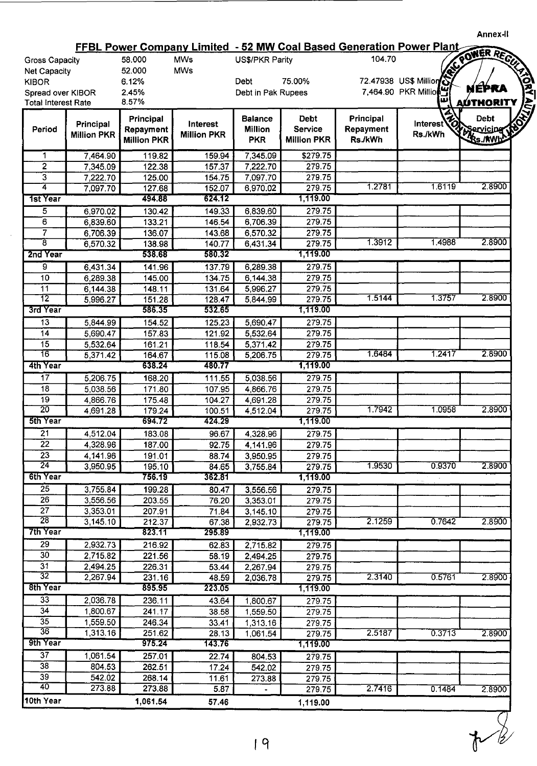Annex-II

## FFBL Power Company Limited - 52 MW Coal Based Generation Power Plant

| | | | | | |
|---|---|---|---|---|---|
| Gross Capacity | 58.000 | MWs | US$/PKR Parity | | 104.70 |
| Net Capacity | 52.000 | MWs | | | |
| KIBOR | 6.12% | | Debt | 75.00% | 72.47938 US$ Million |
| Spread over KIBOR | 2.45% | | Debt in Pak Rupees | | 7,464.90 PKR Million |
| Total Interest Rate | 8.57% | | | | |

| Period | Principal Million PKR | Principal Repayment Million PKR | Interest Million PKR | Balance Million PKR | Debt Service Million PKR | Principal Repayment Rs./kWh | Interest Rs./kWh | Debt Servicing Rs./kWh |
|---|---|---|---|---|---|---|---|---|
| 1 | 7,464.90 | 119.82 | 159.94 | 7,345.09 | $279.75 | | | |
| 2 | 7,345.09 | 122.38 | 157.37 | 7,222.70 | 279.75 | | | |
| 3 | 7,222.70 | 125.00 | 154.75 | 7,097.70 | 279.75 | | | |
| 4 | 7,097.70 | 127.68 | 152.07 | 6,970.02 | 279.75 | 1.2781 | 1.6119 | 2.8900 |
| 1st Year | | 494.88 | 624.12 | | 1,119.00 | | | |
| 5 | 6,970.02 | 130.42 | 149.33 | 6,839.60 | 279.75 | | | |
| 6 | 6,839.60 | 133.21 | 146.54 | 6,706.39 | 279.75 | | | |
| 7 | 6,706.39 | 136.07 | 143.68 | 6,570.32 | 279.75 | | | |
| 8 | 6,570.32 | 138.98 | 140.77 | 6,431.34 | 279.75 | 1.3912 | 1.4988 | 2.8900 |
| 2nd Year | | 538.68 | 580.32 | | 1,119.00 | | | |
| 9 | 6,431.34 | 141.96 | 137.79 | 6,289.38 | 279.75 | | | |
| 10 | 6,289.38 | 145.00 | 134.75 | 6,144.38 | 279.75 | | | |
| 11 | 6,144.38 | 148.11 | 131.64 | 5,996.27 | 279.75 | | | |
| 12 | 5,996.27 | 151.28 | 128.47 | 5,844.99 | 279.75 | 1.5144 | 1.3757 | 2.8900 |
| 3rd Year | | 586.35 | 532.65 | | 1,119.00 | | | |
| 13 | 5,844.99 | 154.52 | 125.23 | 5,690.47 | 279.75 | | | |
| 14 | 5,690.47 | 157.83 | 121.92 | 5,532.64 | 279.75 | | | |
| 15 | 5,532.64 | 161.21 | 118.54 | 5,371.42 | 279.75 | | | |
| 16 | 5,371.42 | 164.67 | 115.08 | 5,206.75 | 279.75 | 1.6484 | 1.2417 | 2.8900 |
| 4th Year | | 638.24 | 480.77 | | 1,119.00 | | | |
| 17 | 5,206.75 | 168.20 | 111.55 | 5,038.56 | 279.75 | | | |
| 18 | 5,038.56 | 171.80 | 107.95 | 4,866.76 | 279.75 | | | |
| 19 | 4,866.76 | 175.48 | 104.27 | 4,691.28 | 279.75 | | | |
| 20 | 4,691.28 | 179.24 | 100.51 | 4,512.04 | 279.75 | 1.7942 | 1.0958 | 2.8900 |
| 5th Year | | 694.72 | 424.29 | | 1,119.00 | | | |
| 21 | 4,512.04 | 183.08 | 96.67 | 4,328.96 | 279.75 | | | |
| 22 | 4,328.96 | 187.00 | 92.75 | 4,141.96 | 279.75 | | | |
| 23 | 4,141.96 | 191.01 | 88.74 | 3,950.95 | 279.75 | | | |
| 24 | 3,950.95 | 195.10 | 84.65 | 3,755.84 | 279.75 | 1.9530 | 0.9370 | 2.8900 |
| 6th Year | | 756.19 | 362.81 | | 1,119.00 | | | |
| 25 | 3,755.84 | 199.28 | 80.47 | 3,556.56 | 279.75 | | | |
| 26 | 3,556.56 | 203.55 | 76.20 | 3,353.01 | 279.75 | | | |
| 27 | 3,353.01 | 207.91 | 71.84 | 3,145.10 | 279.75 | | | |
| 28 | 3,145.10 | 212.37 | 67.38 | 2,932.73 | 279.75 | 2.1259 | 0.7642 | 2.8900 |
| 7th Year | | 823.11 | 295.89 | | 1,119.00 | | | |
| 29 | 2,932.73 | 216.92 | 62.83 | 2,715.82 | 279.75 | | | |
| 30 | 2,715.82 | 221.56 | 58.19 | 2,494.25 | 279.75 | | | |
| 31 | 2,494.25 | 226.31 | 53.44 | 2,267.94 | 279.75 | | | |
| 32 | 2,267.94 | 231.16 | 48.59 | 2,036.78 | 279.75 | 2.3140 | 0.5761 | 2.8900 |
| 8th Year | | 895.95 | 223.05 | | 1,119.00 | | | |
| 33 | 2,036.78 | 236.11 | 43.64 | 1,800.67 | 279.75 | | | |
| 34 | 1,800.67 | 241.17 | 38.58 | 1,559.50 | 279.75 | | | |
| 35 | 1,559.50 | 246.34 | 33.41 | 1,313.16 | 279.75 | | | |
| 36 | 1,313.16 | 251.62 | 28.13 | 1,061.54 | 279.75 | 2.5187 | 0.3713 | 2.8900 |
| 9th Year | | 975.24 | 143.76 | | 1,119.00 | | | |
| 37 | 1,061.54 | 257.01 | 22.74 | 804.53 | 279.75 | | | |
| 38 | 804.53 | 262.51 | 17.24 | 542.02 | 279.75 | | | |
| 39 | 542.02 | 268.14 | 11.61 | 273.88 | 279.75 | | | |
| 40 | 273.88 | 273.88 | 5.87 | - | 279.75 | 2.7416 | 0.1484 | 2.8900 |
| 10th Year | | 1,061.54 | 57.46 | | 1,119.00 | | | |